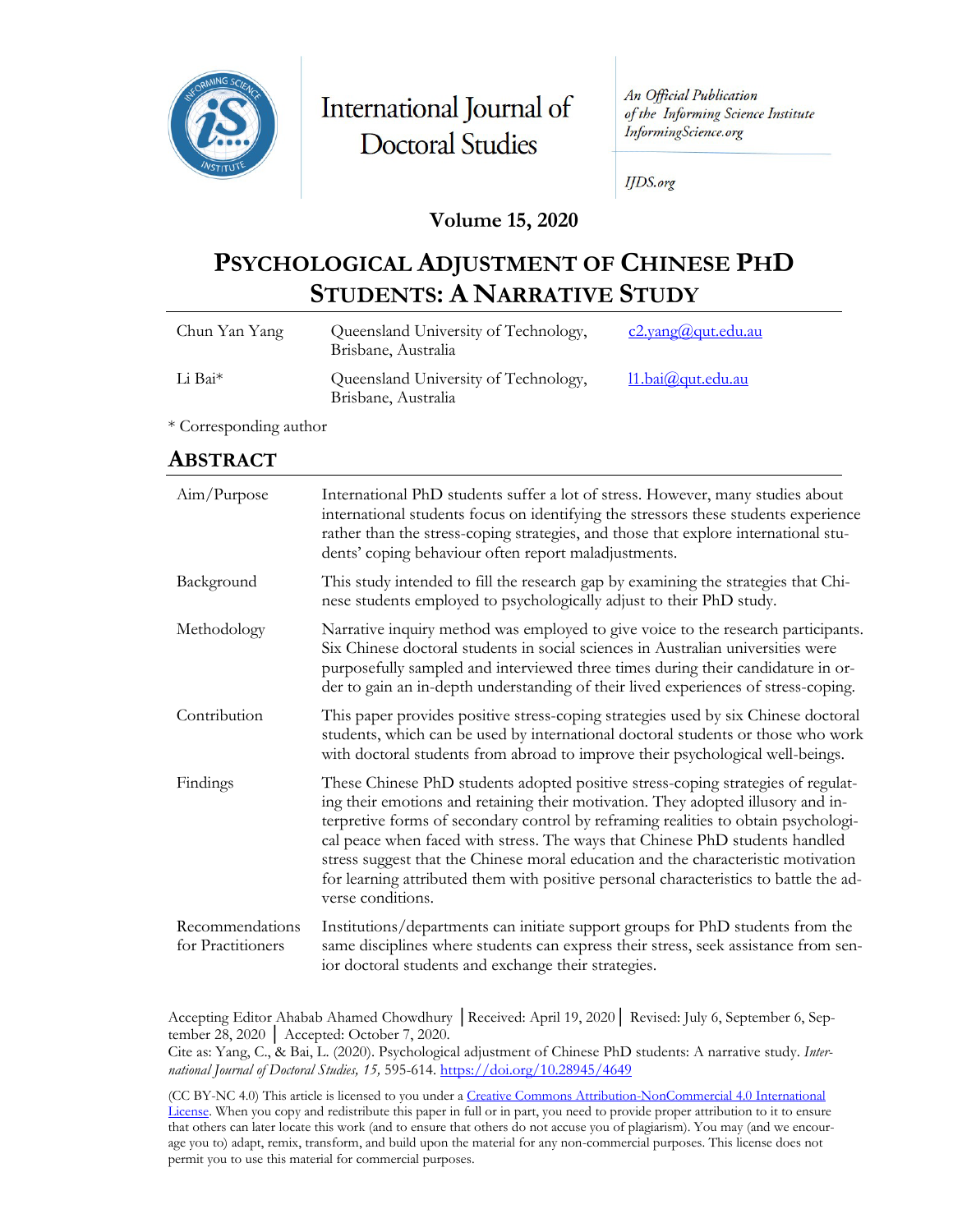International Journal of Doctoral Studies

An Official Publication of the Informing Science Institute InformingScience.org

IJDS.org

**Volume 15, 2020**

# PSYCHOLOGICAL ADJUSTMENT OF CHINESE PHD STUDENTS: A NARRATIVE STUDY

| | | |
|---|---|---|
| Chun Yan Yang | Queensland University of Technology, Brisbane, Australia | c2.yang@qut.edu.au |
| Li Bai* | Queensland University of Technology, Brisbane, Australia | l1.bai@qut.edu.au |

\* Corresponding author

## ABSTRACT

| | |
|---|---|
| Aim/Purpose | International PhD students suffer a lot of stress. However, many studies about international students focus on identifying the stressors these students experience rather than the stress-coping strategies, and those that explore international students' coping behaviour often report maladjustments. |
| Background | This study intended to fill the research gap by examining the strategies that Chinese students employed to psychologically adjust to their PhD study. |
| Methodology | Narrative inquiry method was employed to give voice to the research participants. Six Chinese doctoral students in social sciences in Australian universities were purposefully sampled and interviewed three times during their candidature in order to gain an in-depth understanding of their lived experiences of stress-coping. |
| Contribution | This paper provides positive stress-coping strategies used by six Chinese doctoral students, which can be used by international doctoral students or those who work with doctoral students from abroad to improve their psychological well-beings. |
| Findings | These Chinese PhD students adopted positive stress-coping strategies of regulating their emotions and retaining their motivation. They adopted illusory and interpretive forms of secondary control by reframing realities to obtain psychological peace when faced with stress. The ways that Chinese PhD students handled stress suggest that the Chinese moral education and the characteristic motivation for learning attributed them with positive personal characteristics to battle the adverse conditions. |
| Recommendations for Practitioners | Institutions/departments can initiate support groups for PhD students from the same disciplines where students can express their stress, seek assistance from senior doctoral students and exchange their strategies. |

Accepting Editor Ahabab Ahamed Chowdhury │Received: April 19, 2020│ Revised: July 6, September 6, September 28, 2020 │ Accepted: October 7, 2020.

Cite as: Yang, C., & Bai, L. (2020). Psychological adjustment of Chinese PhD students: A narrative study. *International Journal of Doctoral Studies, 15,* 595-614. https://doi.org/10.28945/4649

(CC BY-NC 4.0) This article is licensed to you under a Creative Commons Attribution-NonCommercial 4.0 International License. When you copy and redistribute this paper in full or in part, you need to provide proper attribution to it to ensure that others can later locate this work (and to ensure that others do not accuse you of plagiarism). You may (and we encourage you to) adapt, remix, transform, and build upon the material for any non-commercial purposes. This license does not permit you to use this material for commercial purposes.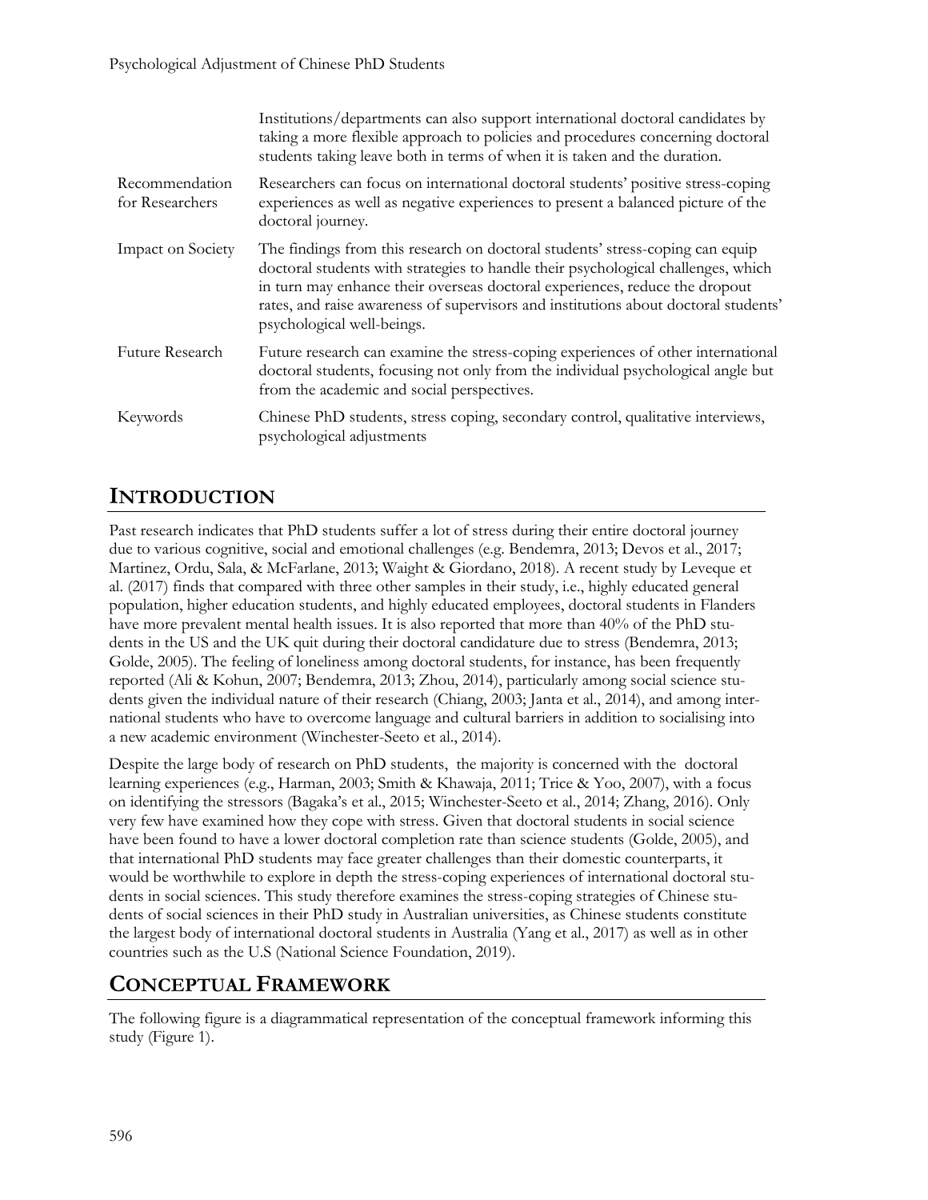| | |
|---|---|
| | Institutions/departments can also support international doctoral candidates by taking a more flexible approach to policies and procedures concerning doctoral students taking leave both in terms of when it is taken and the duration. |
| Recommendation for Researchers | Researchers can focus on international doctoral students' positive stress-coping experiences as well as negative experiences to present a balanced picture of the doctoral journey. |
| Impact on Society | The findings from this research on doctoral students' stress-coping can equip doctoral students with strategies to handle their psychological challenges, which in turn may enhance their overseas doctoral experiences, reduce the dropout rates, and raise awareness of supervisors and institutions about doctoral students' psychological well-beings. |
| Future Research | Future research can examine the stress-coping experiences of other international doctoral students, focusing not only from the individual psychological angle but from the academic and social perspectives. |
| Keywords | Chinese PhD students, stress coping, secondary control, qualitative interviews, psychological adjustments |

## INTRODUCTION

Past research indicates that PhD students suffer a lot of stress during their entire doctoral journey due to various cognitive, social and emotional challenges (e.g. Bendemra, 2013; Devos et al., 2017; Martinez, Ordu, Sala, & McFarlane, 2013; Waight & Giordano, 2018). A recent study by Leveque et al. (2017) finds that compared with three other samples in their study, i.e., highly educated general population, higher education students, and highly educated employees, doctoral students in Flanders have more prevalent mental health issues. It is also reported that more than 40% of the PhD students in the US and the UK quit during their doctoral candidature due to stress (Bendemra, 2013; Golde, 2005). The feeling of loneliness among doctoral students, for instance, has been frequently reported (Ali & Kohun, 2007; Bendemra, 2013; Zhou, 2014), particularly among social science students given the individual nature of their research (Chiang, 2003; Janta et al., 2014), and among international students who have to overcome language and cultural barriers in addition to socialising into a new academic environment (Winchester-Seeto et al., 2014).

Despite the large body of research on PhD students, the majority is concerned with the doctoral learning experiences (e.g., Harman, 2003; Smith & Khawaja, 2011; Trice & Yoo, 2007), with a focus on identifying the stressors (Bagaka's et al., 2015; Winchester-Seeto et al., 2014; Zhang, 2016). Only very few have examined how they cope with stress. Given that doctoral students in social science have been found to have a lower doctoral completion rate than science students (Golde, 2005), and that international PhD students may face greater challenges than their domestic counterparts, it would be worthwhile to explore in depth the stress-coping experiences of international doctoral students in social sciences. This study therefore examines the stress-coping strategies of Chinese students of social sciences in their PhD study in Australian universities, as Chinese students constitute the largest body of international doctoral students in Australia (Yang et al., 2017) as well as in other countries such as the U.S (National Science Foundation, 2019).

## CONCEPTUAL FRAMEWORK

The following figure is a diagrammatical representation of the conceptual framework informing this study (Figure 1).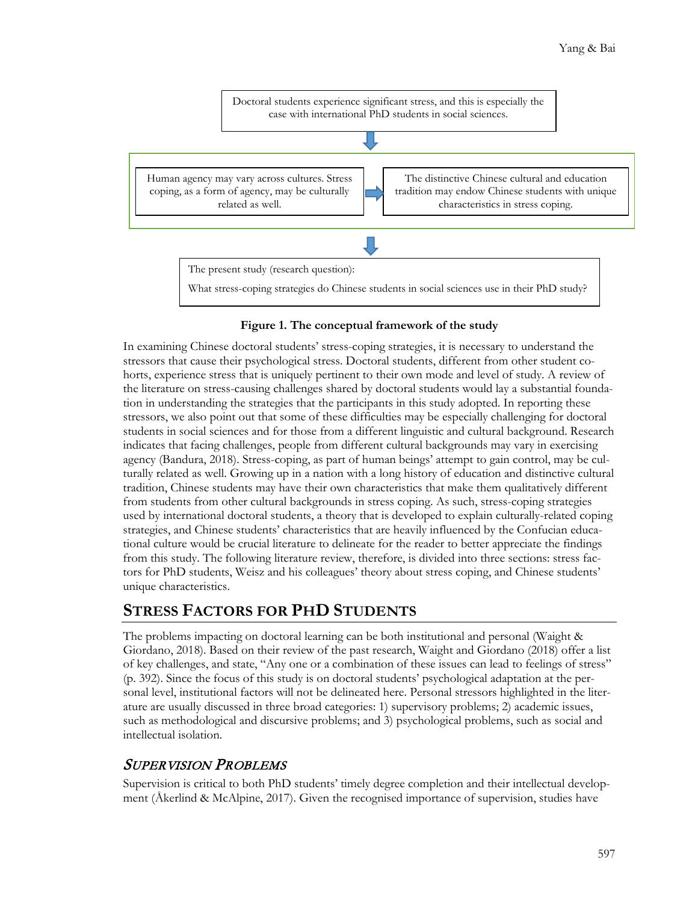Doctoral students experience significant stress, and this is especially the case with international PhD students in social sciences.

Human agency may vary across cultures. Stress coping, as a form of agency, may be culturally related as well.

The distinctive Chinese cultural and education tradition may endow Chinese students with unique characteristics in stress coping.

The present study (research question):

What stress-coping strategies do Chinese students in social sciences use in their PhD study?

**Figure 1. The conceptual framework of the study**

In examining Chinese doctoral students' stress-coping strategies, it is necessary to understand the stressors that cause their psychological stress. Doctoral students, different from other student cohorts, experience stress that is uniquely pertinent to their own mode and level of study. A review of the literature on stress-causing challenges shared by doctoral students would lay a substantial foundation in understanding the strategies that the participants in this study adopted. In reporting these stressors, we also point out that some of these difficulties may be especially challenging for doctoral students in social sciences and for those from a different linguistic and cultural background. Research indicates that facing challenges, people from different cultural backgrounds may vary in exercising agency (Bandura, 2018). Stress-coping, as part of human beings' attempt to gain control, may be culturally related as well. Growing up in a nation with a long history of education and distinctive cultural tradition, Chinese students may have their own characteristics that make them qualitatively different from students from other cultural backgrounds in stress coping. As such, stress-coping strategies used by international doctoral students, a theory that is developed to explain culturally-related coping strategies, and Chinese students' characteristics that are heavily influenced by the Confucian educational culture would be crucial literature to delineate for the reader to better appreciate the findings from this study. The following literature review, therefore, is divided into three sections: stress factors for PhD students, Weisz and his colleagues' theory about stress coping, and Chinese students' unique characteristics.

## Stress Factors for PhD Students

The problems impacting on doctoral learning can be both institutional and personal (Waight & Giordano, 2018). Based on their review of the past research, Waight and Giordano (2018) offer a list of key challenges, and state, "Any one or a combination of these issues can lead to feelings of stress" (p. 392). Since the focus of this study is on doctoral students' psychological adaptation at the personal level, institutional factors will not be delineated here. Personal stressors highlighted in the literature are usually discussed in three broad categories: 1) supervisory problems; 2) academic issues, such as methodological and discursive problems; and 3) psychological problems, such as social and intellectual isolation.

### *Supervision Problems*

Supervision is critical to both PhD students' timely degree completion and their intellectual development (Åkerlind & McAlpine, 2017). Given the recognised importance of supervision, studies have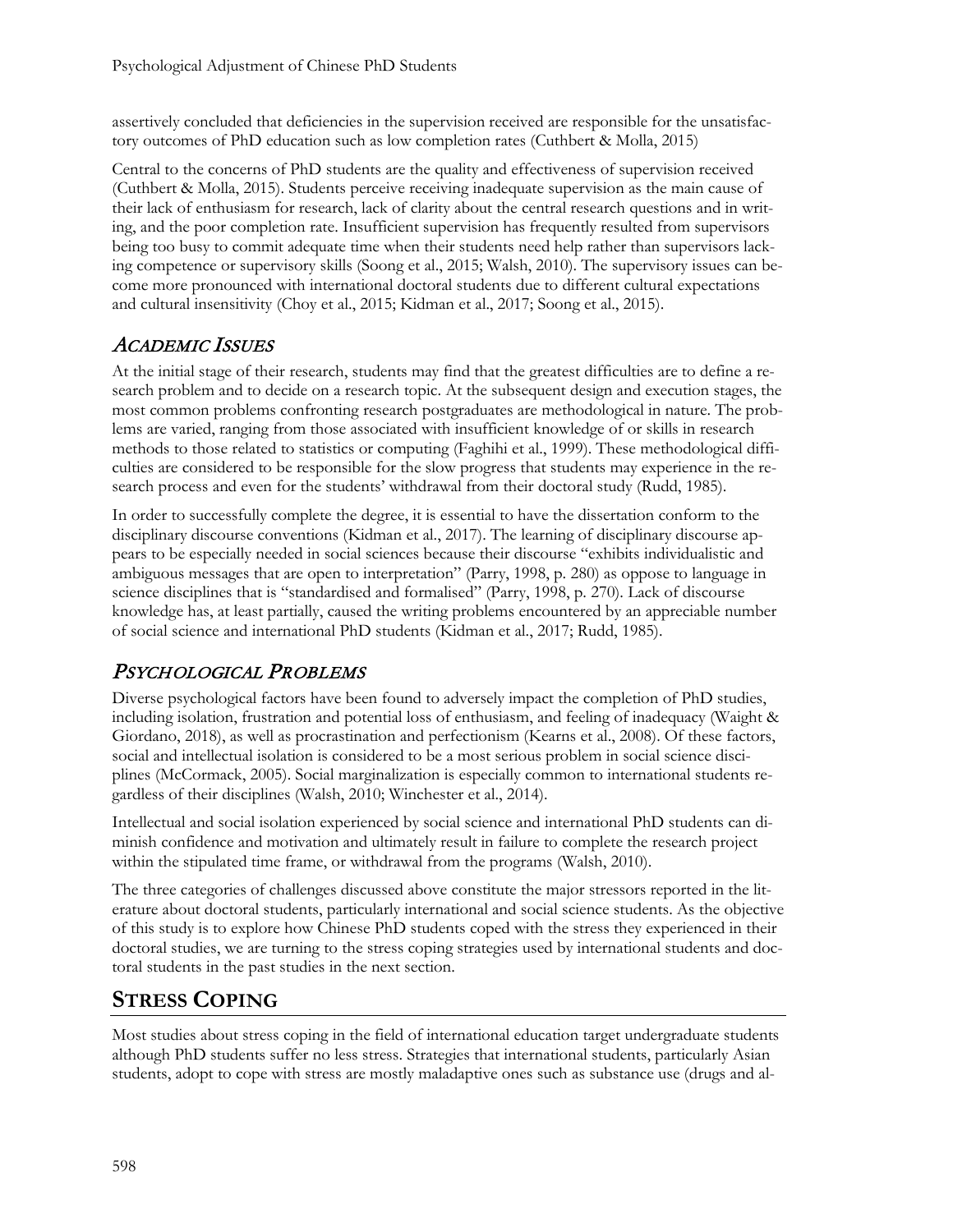assertively concluded that deficiencies in the supervision received are responsible for the unsatisfactory outcomes of PhD education such as low completion rates (Cuthbert & Molla, 2015)

Central to the concerns of PhD students are the quality and effectiveness of supervision received (Cuthbert & Molla, 2015). Students perceive receiving inadequate supervision as the main cause of their lack of enthusiasm for research, lack of clarity about the central research questions and in writing, and the poor completion rate. Insufficient supervision has frequently resulted from supervisors being too busy to commit adequate time when their students need help rather than supervisors lacking competence or supervisory skills (Soong et al., 2015; Walsh, 2010). The supervisory issues can become more pronounced with international doctoral students due to different cultural expectations and cultural insensitivity (Choy et al., 2015; Kidman et al., 2017; Soong et al., 2015).

### *ACADEMIC ISSUES*

At the initial stage of their research, students may find that the greatest difficulties are to define a research problem and to decide on a research topic. At the subsequent design and execution stages, the most common problems confronting research postgraduates are methodological in nature. The problems are varied, ranging from those associated with insufficient knowledge of or skills in research methods to those related to statistics or computing (Faghihi et al., 1999). These methodological difficulties are considered to be responsible for the slow progress that students may experience in the research process and even for the students' withdrawal from their doctoral study (Rudd, 1985).

In order to successfully complete the degree, it is essential to have the dissertation conform to the disciplinary discourse conventions (Kidman et al., 2017). The learning of disciplinary discourse appears to be especially needed in social sciences because their discourse "exhibits individualistic and ambiguous messages that are open to interpretation" (Parry, 1998, p. 280) as oppose to language in science disciplines that is "standardised and formalised" (Parry, 1998, p. 270). Lack of discourse knowledge has, at least partially, caused the writing problems encountered by an appreciable number of social science and international PhD students (Kidman et al., 2017; Rudd, 1985).

### *PSYCHOLOGICAL PROBLEMS*

Diverse psychological factors have been found to adversely impact the completion of PhD studies, including isolation, frustration and potential loss of enthusiasm, and feeling of inadequacy (Waight & Giordano, 2018), as well as procrastination and perfectionism (Kearns et al., 2008). Of these factors, social and intellectual isolation is considered to be a most serious problem in social science disciplines (McCormack, 2005). Social marginalization is especially common to international students regardless of their disciplines (Walsh, 2010; Winchester et al., 2014).

Intellectual and social isolation experienced by social science and international PhD students can diminish confidence and motivation and ultimately result in failure to complete the research project within the stipulated time frame, or withdrawal from the programs (Walsh, 2010).

The three categories of challenges discussed above constitute the major stressors reported in the literature about doctoral students, particularly international and social science students. As the objective of this study is to explore how Chinese PhD students coped with the stress they experienced in their doctoral studies, we are turning to the stress coping strategies used by international students and doctoral students in the past studies in the next section.

## STRESS COPING

Most studies about stress coping in the field of international education target undergraduate students although PhD students suffer no less stress. Strategies that international students, particularly Asian students, adopt to cope with stress are mostly maladaptive ones such as substance use (drugs and al-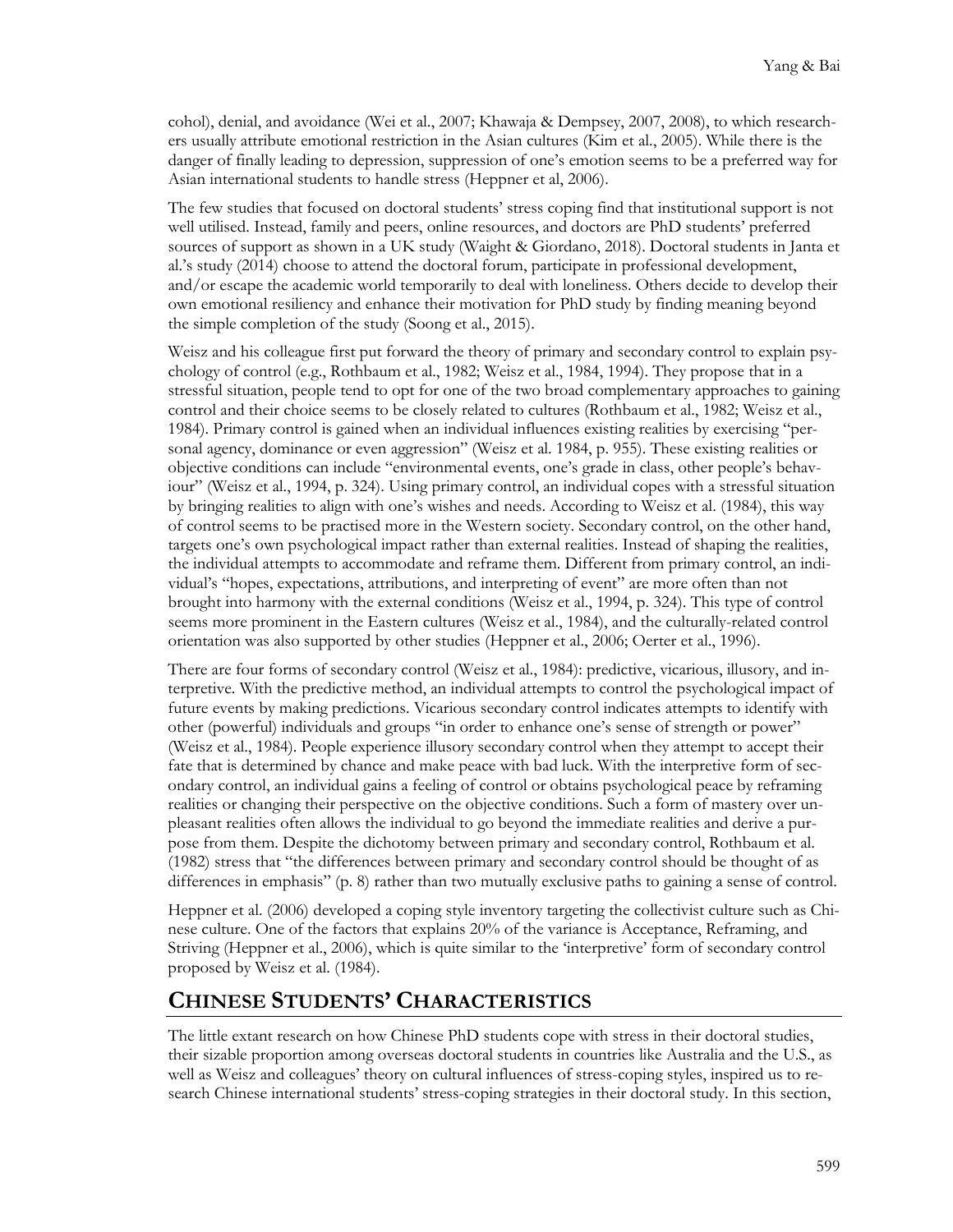cohol), denial, and avoidance (Wei et al., 2007; Khawaja & Dempsey, 2007, 2008), to which researchers usually attribute emotional restriction in the Asian cultures (Kim et al., 2005). While there is the danger of finally leading to depression, suppression of one's emotion seems to be a preferred way for Asian international students to handle stress (Heppner et al, 2006).

The few studies that focused on doctoral students' stress coping find that institutional support is not well utilised. Instead, family and peers, online resources, and doctors are PhD students' preferred sources of support as shown in a UK study (Waight & Giordano, 2018). Doctoral students in Janta et al.'s study (2014) choose to attend the doctoral forum, participate in professional development, and/or escape the academic world temporarily to deal with loneliness. Others decide to develop their own emotional resiliency and enhance their motivation for PhD study by finding meaning beyond the simple completion of the study (Soong et al., 2015).

Weisz and his colleague first put forward the theory of primary and secondary control to explain psychology of control (e.g., Rothbaum et al., 1982; Weisz et al., 1984, 1994). They propose that in a stressful situation, people tend to opt for one of the two broad complementary approaches to gaining control and their choice seems to be closely related to cultures (Rothbaum et al., 1982; Weisz et al., 1984). Primary control is gained when an individual influences existing realities by exercising "personal agency, dominance or even aggression" (Weisz et al. 1984, p. 955). These existing realities or objective conditions can include "environmental events, one's grade in class, other people's behaviour" (Weisz et al., 1994, p. 324). Using primary control, an individual copes with a stressful situation by bringing realities to align with one's wishes and needs. According to Weisz et al. (1984), this way of control seems to be practised more in the Western society. Secondary control, on the other hand, targets one's own psychological impact rather than external realities. Instead of shaping the realities, the individual attempts to accommodate and reframe them. Different from primary control, an individual's "hopes, expectations, attributions, and interpreting of event" are more often than not brought into harmony with the external conditions (Weisz et al., 1994, p. 324). This type of control seems more prominent in the Eastern cultures (Weisz et al., 1984), and the culturally-related control orientation was also supported by other studies (Heppner et al., 2006; Oerter et al., 1996).

There are four forms of secondary control (Weisz et al., 1984): predictive, vicarious, illusory, and interpretive. With the predictive method, an individual attempts to control the psychological impact of future events by making predictions. Vicarious secondary control indicates attempts to identify with other (powerful) individuals and groups "in order to enhance one's sense of strength or power" (Weisz et al., 1984). People experience illusory secondary control when they attempt to accept their fate that is determined by chance and make peace with bad luck. With the interpretive form of secondary control, an individual gains a feeling of control or obtains psychological peace by reframing realities or changing their perspective on the objective conditions. Such a form of mastery over unpleasant realities often allows the individual to go beyond the immediate realities and derive a purpose from them. Despite the dichotomy between primary and secondary control, Rothbaum et al. (1982) stress that "the differences between primary and secondary control should be thought of as differences in emphasis" (p. 8) rather than two mutually exclusive paths to gaining a sense of control.

Heppner et al. (2006) developed a coping style inventory targeting the collectivist culture such as Chinese culture. One of the factors that explains 20% of the variance is Acceptance, Reframing, and Striving (Heppner et al., 2006), which is quite similar to the 'interpretive' form of secondary control proposed by Weisz et al. (1984).

## CHINESE STUDENTS' CHARACTERISTICS

The little extant research on how Chinese PhD students cope with stress in their doctoral studies, their sizable proportion among overseas doctoral students in countries like Australia and the U.S., as well as Weisz and colleagues' theory on cultural influences of stress-coping styles, inspired us to research Chinese international students' stress-coping strategies in their doctoral study. In this section,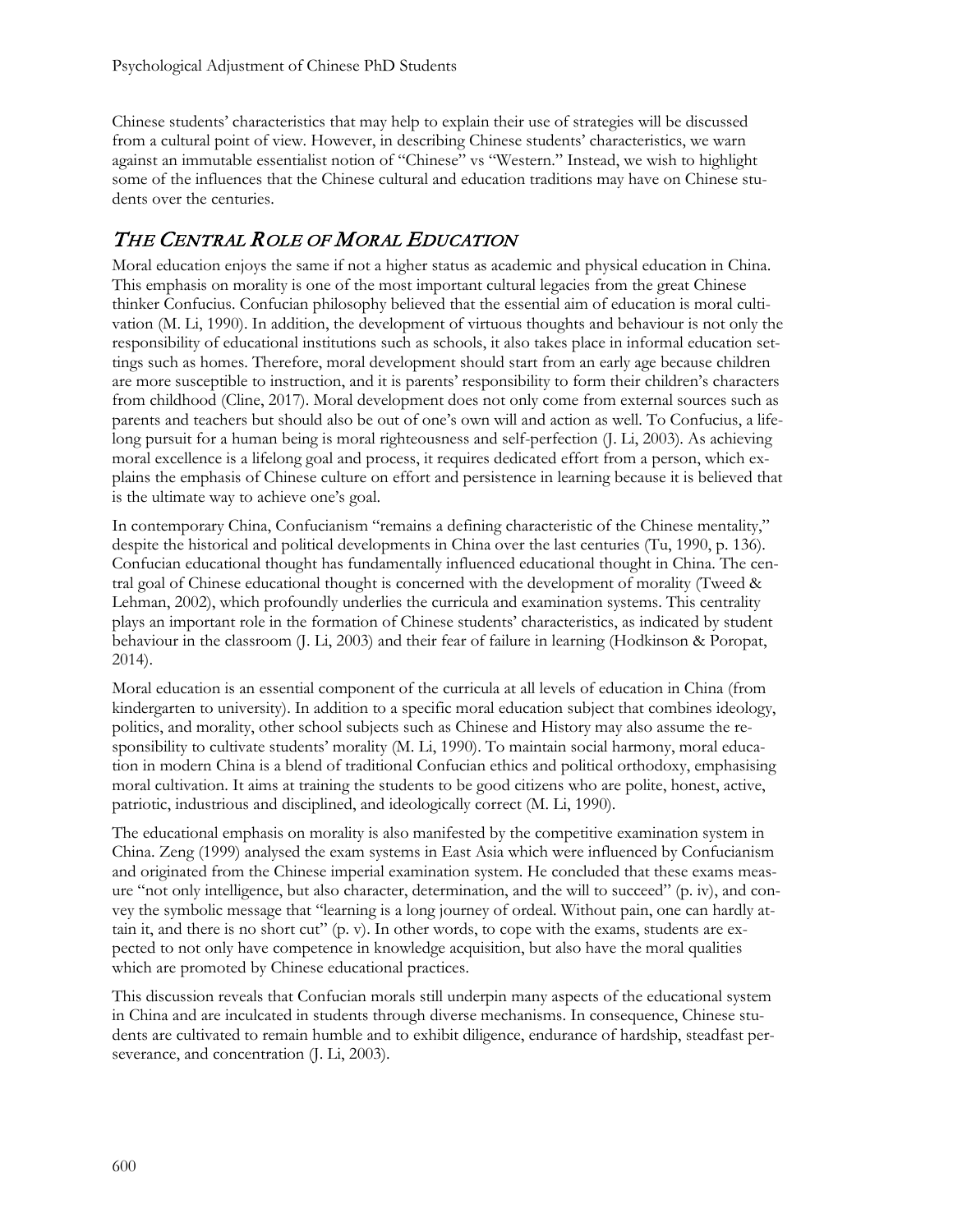Chinese students' characteristics that may help to explain their use of strategies will be discussed from a cultural point of view. However, in describing Chinese students' characteristics, we warn against an immutable essentialist notion of "Chinese" vs "Western." Instead, we wish to highlight some of the influences that the Chinese cultural and education traditions may have on Chinese students over the centuries.

## *THE CENTRAL ROLE OF MORAL EDUCATION*

Moral education enjoys the same if not a higher status as academic and physical education in China. This emphasis on morality is one of the most important cultural legacies from the great Chinese thinker Confucius. Confucian philosophy believed that the essential aim of education is moral cultivation (M. Li, 1990). In addition, the development of virtuous thoughts and behaviour is not only the responsibility of educational institutions such as schools, it also takes place in informal education settings such as homes. Therefore, moral development should start from an early age because children are more susceptible to instruction, and it is parents' responsibility to form their children's characters from childhood (Cline, 2017). Moral development does not only come from external sources such as parents and teachers but should also be out of one's own will and action as well. To Confucius, a lifelong pursuit for a human being is moral righteousness and self-perfection (J. Li, 2003). As achieving moral excellence is a lifelong goal and process, it requires dedicated effort from a person, which explains the emphasis of Chinese culture on effort and persistence in learning because it is believed that is the ultimate way to achieve one's goal.

In contemporary China, Confucianism "remains a defining characteristic of the Chinese mentality," despite the historical and political developments in China over the last centuries (Tu, 1990, p. 136). Confucian educational thought has fundamentally influenced educational thought in China. The central goal of Chinese educational thought is concerned with the development of morality (Tweed & Lehman, 2002), which profoundly underlies the curricula and examination systems. This centrality plays an important role in the formation of Chinese students' characteristics, as indicated by student behaviour in the classroom (J. Li, 2003) and their fear of failure in learning (Hodkinson & Poropat, 2014).

Moral education is an essential component of the curricula at all levels of education in China (from kindergarten to university). In addition to a specific moral education subject that combines ideology, politics, and morality, other school subjects such as Chinese and History may also assume the responsibility to cultivate students' morality (M. Li, 1990). To maintain social harmony, moral education in modern China is a blend of traditional Confucian ethics and political orthodoxy, emphasising moral cultivation. It aims at training the students to be good citizens who are polite, honest, active, patriotic, industrious and disciplined, and ideologically correct (M. Li, 1990).

The educational emphasis on morality is also manifested by the competitive examination system in China. Zeng (1999) analysed the exam systems in East Asia which were influenced by Confucianism and originated from the Chinese imperial examination system. He concluded that these exams measure "not only intelligence, but also character, determination, and the will to succeed" (p. iv), and convey the symbolic message that "learning is a long journey of ordeal. Without pain, one can hardly attain it, and there is no short cut" (p. v). In other words, to cope with the exams, students are expected to not only have competence in knowledge acquisition, but also have the moral qualities which are promoted by Chinese educational practices.

This discussion reveals that Confucian morals still underpin many aspects of the educational system in China and are inculcated in students through diverse mechanisms. In consequence, Chinese students are cultivated to remain humble and to exhibit diligence, endurance of hardship, steadfast perseverance, and concentration (J. Li, 2003).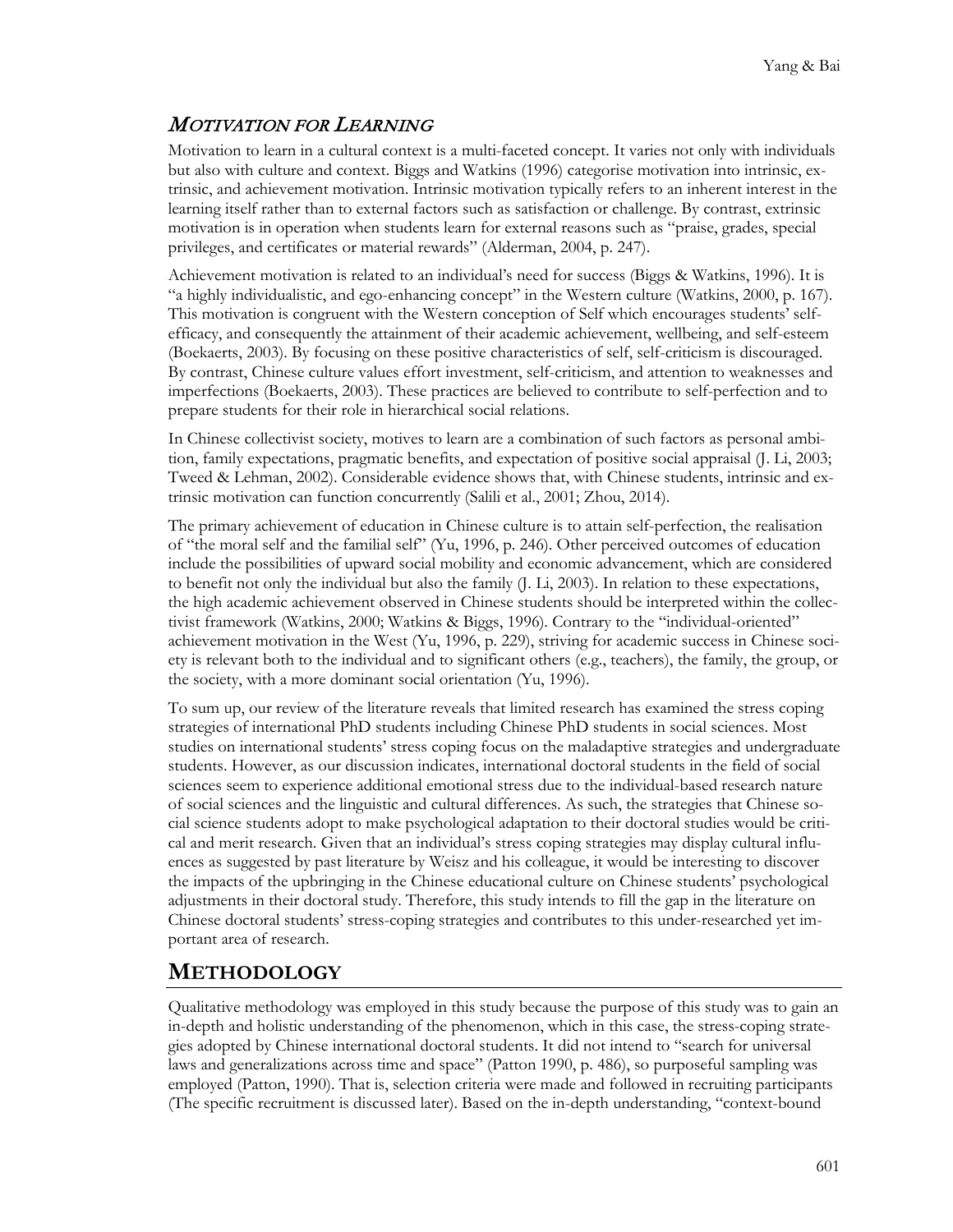### *MOTIVATION FOR LEARNING*

Motivation to learn in a cultural context is a multi-faceted concept. It varies not only with individuals but also with culture and context. Biggs and Watkins (1996) categorise motivation into intrinsic, extrinsic, and achievement motivation. Intrinsic motivation typically refers to an inherent interest in the learning itself rather than to external factors such as satisfaction or challenge. By contrast, extrinsic motivation is in operation when students learn for external reasons such as "praise, grades, special privileges, and certificates or material rewards" (Alderman, 2004, p. 247).

Achievement motivation is related to an individual's need for success (Biggs & Watkins, 1996). It is "a highly individualistic, and ego-enhancing concept" in the Western culture (Watkins, 2000, p. 167). This motivation is congruent with the Western conception of Self which encourages students' self-efficacy, and consequently the attainment of their academic achievement, wellbeing, and self-esteem (Boekaerts, 2003). By focusing on these positive characteristics of self, self-criticism is discouraged. By contrast, Chinese culture values effort investment, self-criticism, and attention to weaknesses and imperfections (Boekaerts, 2003). These practices are believed to contribute to self-perfection and to prepare students for their role in hierarchical social relations.

In Chinese collectivist society, motives to learn are a combination of such factors as personal ambition, family expectations, pragmatic benefits, and expectation of positive social appraisal (J. Li, 2003; Tweed & Lehman, 2002). Considerable evidence shows that, with Chinese students, intrinsic and extrinsic motivation can function concurrently (Salili et al., 2001; Zhou, 2014).

The primary achievement of education in Chinese culture is to attain self-perfection, the realisation of "the moral self and the familial self" (Yu, 1996, p. 246). Other perceived outcomes of education include the possibilities of upward social mobility and economic advancement, which are considered to benefit not only the individual but also the family (J. Li, 2003). In relation to these expectations, the high academic achievement observed in Chinese students should be interpreted within the collectivist framework (Watkins, 2000; Watkins & Biggs, 1996). Contrary to the "individual-oriented" achievement motivation in the West (Yu, 1996, p. 229), striving for academic success in Chinese society is relevant both to the individual and to significant others (e.g., teachers), the family, the group, or the society, with a more dominant social orientation (Yu, 1996).

To sum up, our review of the literature reveals that limited research has examined the stress coping strategies of international PhD students including Chinese PhD students in social sciences. Most studies on international students' stress coping focus on the maladaptive strategies and undergraduate students. However, as our discussion indicates, international doctoral students in the field of social sciences seem to experience additional emotional stress due to the individual-based research nature of social sciences and the linguistic and cultural differences. As such, the strategies that Chinese social science students adopt to make psychological adaptation to their doctoral studies would be critical and merit research. Given that an individual's stress coping strategies may display cultural influences as suggested by past literature by Weisz and his colleague, it would be interesting to discover the impacts of the upbringing in the Chinese educational culture on Chinese students' psychological adjustments in their doctoral study. Therefore, this study intends to fill the gap in the literature on Chinese doctoral students' stress-coping strategies and contributes to this under-researched yet important area of research.

## METHODOLOGY

Qualitative methodology was employed in this study because the purpose of this study was to gain an in-depth and holistic understanding of the phenomenon, which in this case, the stress-coping strategies adopted by Chinese international doctoral students. It did not intend to "search for universal laws and generalizations across time and space" (Patton 1990, p. 486), so purposeful sampling was employed (Patton, 1990). That is, selection criteria were made and followed in recruiting participants (The specific recruitment is discussed later). Based on the in-depth understanding, "context-bound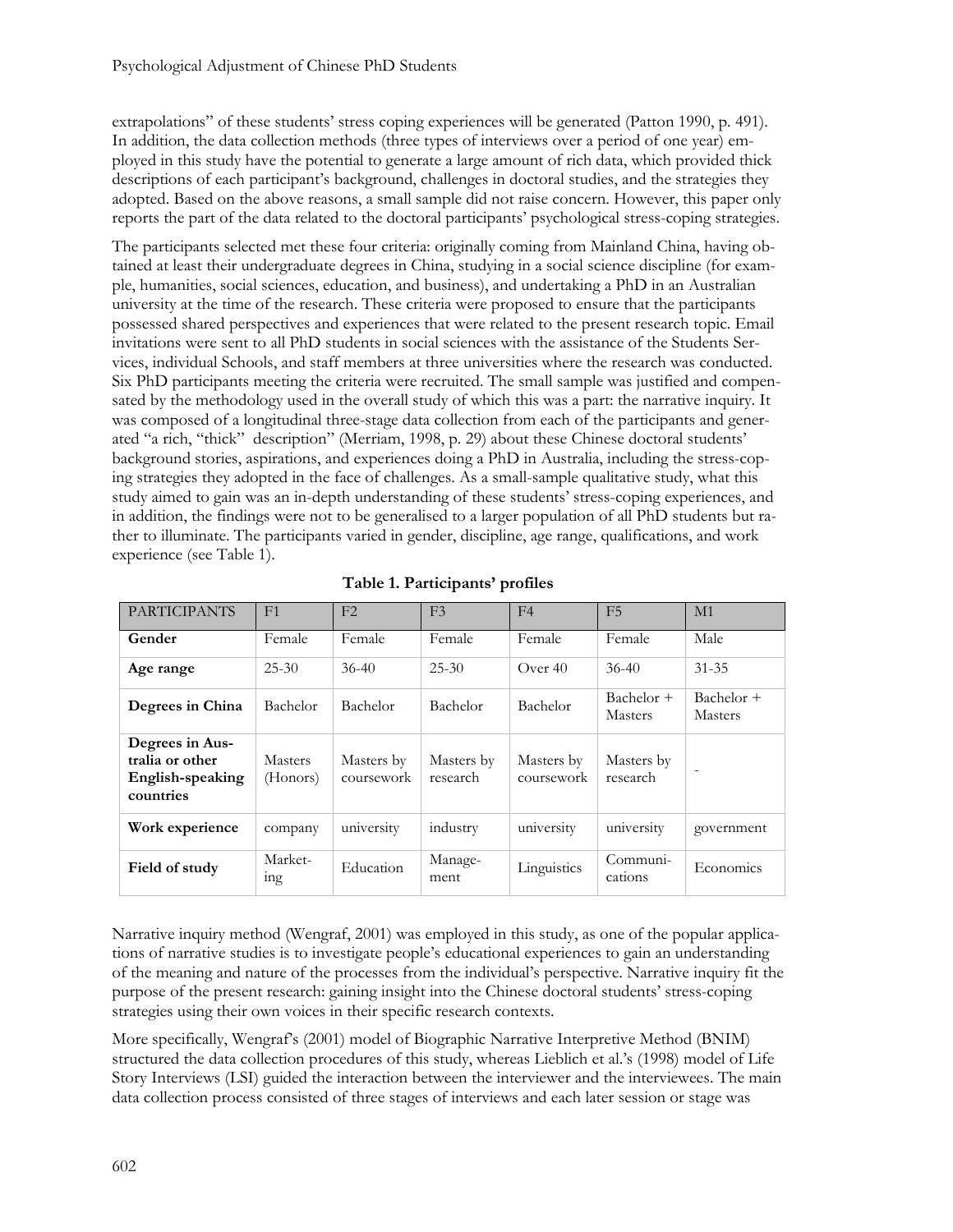extrapolations" of these students' stress coping experiences will be generated (Patton 1990, p. 491). In addition, the data collection methods (three types of interviews over a period of one year) employed in this study have the potential to generate a large amount of rich data, which provided thick descriptions of each participant's background, challenges in doctoral studies, and the strategies they adopted. Based on the above reasons, a small sample did not raise concern. However, this paper only reports the part of the data related to the doctoral participants' psychological stress-coping strategies.

The participants selected met these four criteria: originally coming from Mainland China, having obtained at least their undergraduate degrees in China, studying in a social science discipline (for example, humanities, social sciences, education, and business), and undertaking a PhD in an Australian university at the time of the research. These criteria were proposed to ensure that the participants possessed shared perspectives and experiences that were related to the present research topic. Email invitations were sent to all PhD students in social sciences with the assistance of the Students Services, individual Schools, and staff members at three universities where the research was conducted. Six PhD participants meeting the criteria were recruited. The small sample was justified and compensated by the methodology used in the overall study of which this was a part: the narrative inquiry. It was composed of a longitudinal three-stage data collection from each of the participants and generated "a rich, "thick" description" (Merriam, 1998, p. 29) about these Chinese doctoral students' background stories, aspirations, and experiences doing a PhD in Australia, including the stress-coping strategies they adopted in the face of challenges. As a small-sample qualitative study, what this study aimed to gain was an in-depth understanding of these students' stress-coping experiences, and in addition, the findings were not to be generalised to a larger population of all PhD students but rather to illuminate. The participants varied in gender, discipline, age range, qualifications, and work experience (see Table 1).

**Table 1. Participants' profiles**

| PARTICIPANTS | F1 | F2 | F3 | F4 | F5 | M1 |
|---|---|---|---|---|---|---|
| **Gender** | Female | Female | Female | Female | Female | Male |
| **Age range** | 25-30 | 36-40 | 25-30 | Over 40 | 36-40 | 31-35 |
| **Degrees in China** | Bachelor | Bachelor | Bachelor | Bachelor | Bachelor + Masters | Bachelor + Masters |
| **Degrees in Australia or other English-speaking countries** | Masters (Honors) | Masters by coursework | Masters by research | Masters by coursework | Masters by research | - |
| **Work experience** | company | university | industry | university | university | government |
| **Field of study** | Marketing | Education | Management | Linguistics | Communications | Economics |

Narrative inquiry method (Wengraf, 2001) was employed in this study, as one of the popular applications of narrative studies is to investigate people's educational experiences to gain an understanding of the meaning and nature of the processes from the individual's perspective. Narrative inquiry fit the purpose of the present research: gaining insight into the Chinese doctoral students' stress-coping strategies using their own voices in their specific research contexts.

More specifically, Wengraf's (2001) model of Biographic Narrative Interpretive Method (BNIM) structured the data collection procedures of this study, whereas Lieblich et al.'s (1998) model of Life Story Interviews (LSI) guided the interaction between the interviewer and the interviewees. The main data collection process consisted of three stages of interviews and each later session or stage was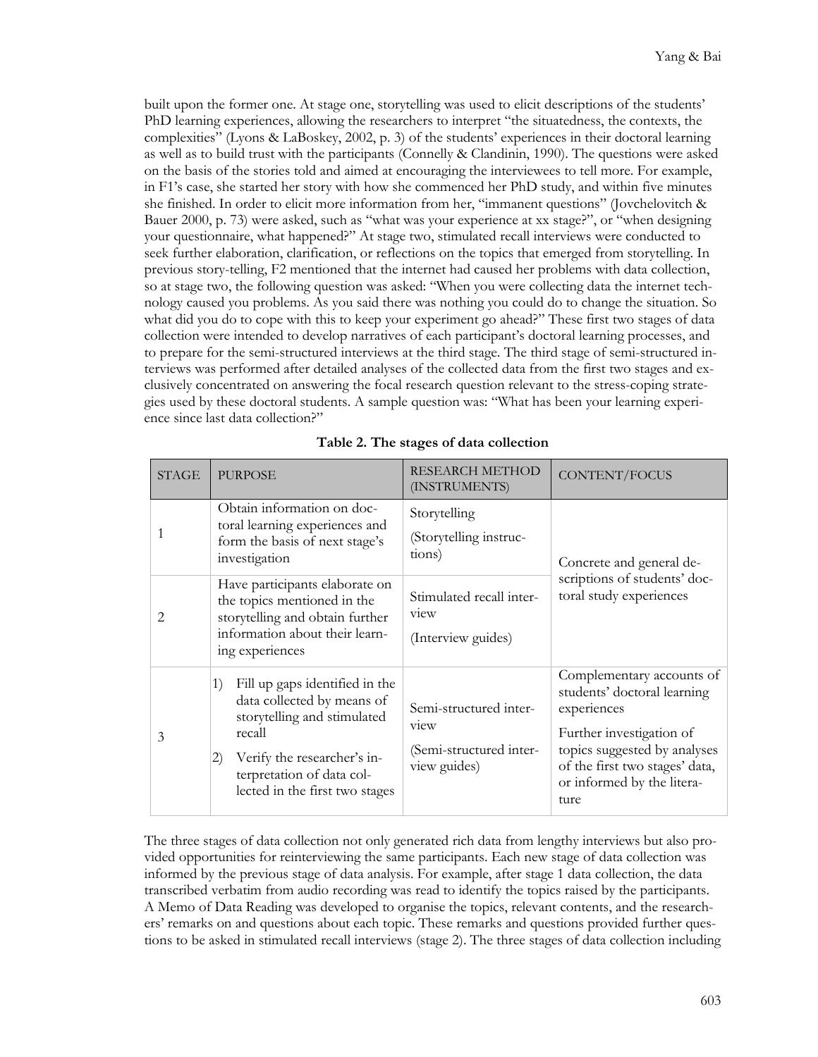built upon the former one. At stage one, storytelling was used to elicit descriptions of the students' PhD learning experiences, allowing the researchers to interpret "the situatedness, the contexts, the complexities" (Lyons & LaBoskey, 2002, p. 3) of the students' experiences in their doctoral learning as well as to build trust with the participants (Connelly & Clandinin, 1990). The questions were asked on the basis of the stories told and aimed at encouraging the interviewees to tell more. For example, in F1's case, she started her story with how she commenced her PhD study, and within five minutes she finished. In order to elicit more information from her, "immanent questions" (Jovchelovitch & Bauer 2000, p. 73) were asked, such as "what was your experience at xx stage?", or "when designing your questionnaire, what happened?" At stage two, stimulated recall interviews were conducted to seek further elaboration, clarification, or reflections on the topics that emerged from storytelling. In previous story-telling, F2 mentioned that the internet had caused her problems with data collection, so at stage two, the following question was asked: "When you were collecting data the internet technology caused you problems. As you said there was nothing you could do to change the situation. So what did you do to cope with this to keep your experiment go ahead?" These first two stages of data collection were intended to develop narratives of each participant's doctoral learning processes, and to prepare for the semi-structured interviews at the third stage. The third stage of semi-structured interviews was performed after detailed analyses of the collected data from the first two stages and exclusively concentrated on answering the focal research question relevant to the stress-coping strategies used by these doctoral students. A sample question was: "What has been your learning experience since last data collection?"

**Table 2. The stages of data collection**

| STAGE | PURPOSE | RESEARCH METHOD (INSTRUMENTS) | CONTENT/FOCUS |
|---|---|---|---|
| 1 | Obtain information on doctoral learning experiences and form the basis of next stage's investigation | Storytelling (Storytelling instructions) | Concrete and general descriptions of students' doctoral study experiences |
| 2 | Have participants elaborate on the topics mentioned in the storytelling and obtain further information about their learning experiences | Stimulated recall interview (Interview guides) | |
| 3 | 1) Fill up gaps identified in the data collected by means of storytelling and stimulated recall<br>2) Verify the researcher's interpretation of data collected in the first two stages | Semi-structured interview (Semi-structured interview guides) | Complementary accounts of students' doctoral learning experiences<br>Further investigation of topics suggested by analyses of the first two stages' data, or informed by the literature |

The three stages of data collection not only generated rich data from lengthy interviews but also provided opportunities for reinterviewing the same participants. Each new stage of data collection was informed by the previous stage of data analysis. For example, after stage 1 data collection, the data transcribed verbatim from audio recording was read to identify the topics raised by the participants. A Memo of Data Reading was developed to organise the topics, relevant contents, and the researchers' remarks on and questions about each topic. These remarks and questions provided further questions to be asked in stimulated recall interviews (stage 2). The three stages of data collection including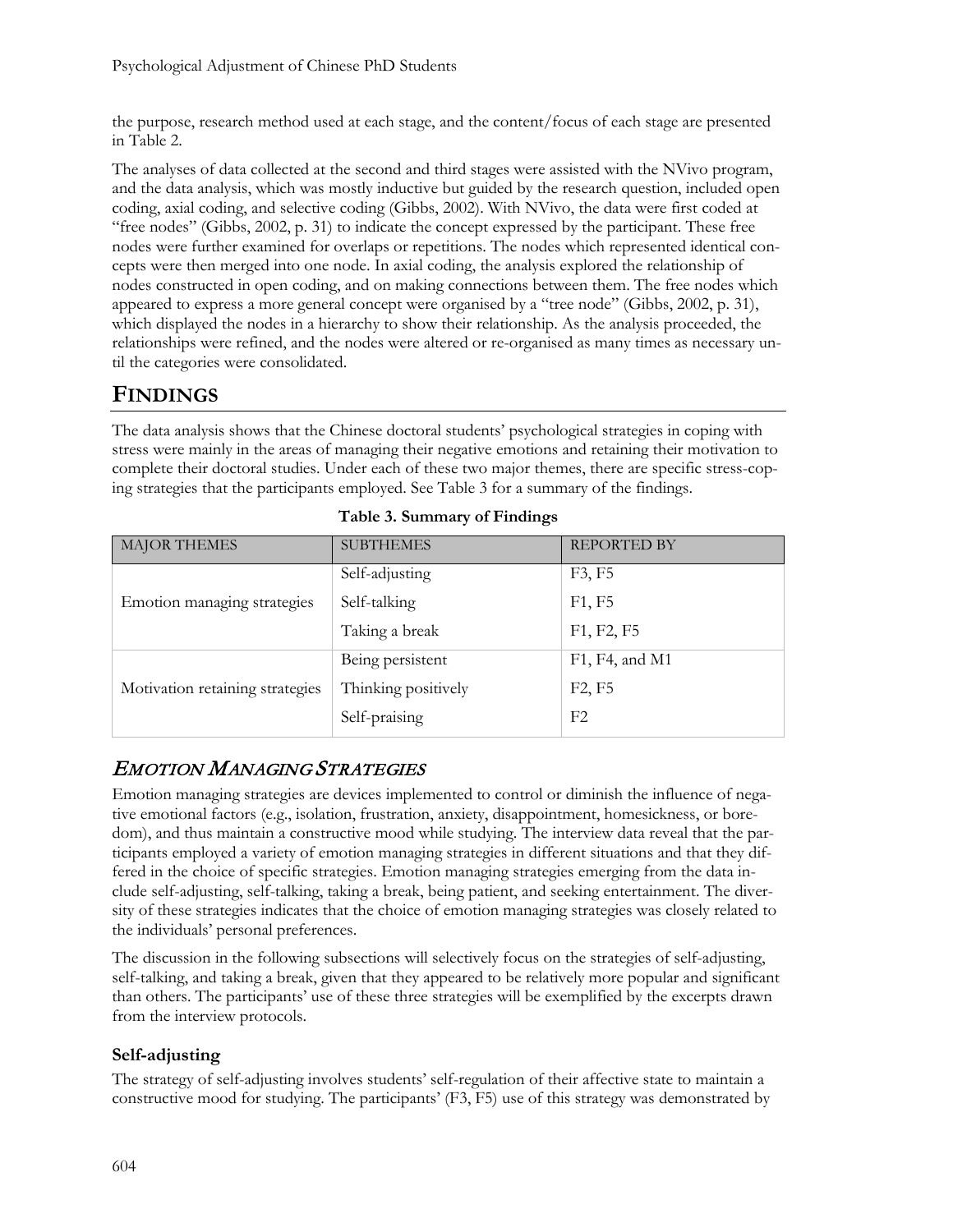the purpose, research method used at each stage, and the content/focus of each stage are presented in Table 2.

The analyses of data collected at the second and third stages were assisted with the NVivo program, and the data analysis, which was mostly inductive but guided by the research question, included open coding, axial coding, and selective coding (Gibbs, 2002). With NVivo, the data were first coded at "free nodes" (Gibbs, 2002, p. 31) to indicate the concept expressed by the participant. These free nodes were further examined for overlaps or repetitions. The nodes which represented identical concepts were then merged into one node. In axial coding, the analysis explored the relationship of nodes constructed in open coding, and on making connections between them. The free nodes which appeared to express a more general concept were organised by a "tree node" (Gibbs, 2002, p. 31), which displayed the nodes in a hierarchy to show their relationship. As the analysis proceeded, the relationships were refined, and the nodes were altered or re-organised as many times as necessary until the categories were consolidated.

## FINDINGS

The data analysis shows that the Chinese doctoral students' psychological strategies in coping with stress were mainly in the areas of managing their negative emotions and retaining their motivation to complete their doctoral studies. Under each of these two major themes, there are specific stress-coping strategies that the participants employed. See Table 3 for a summary of the findings.

**Table 3. Summary of Findings**

| MAJOR THEMES | SUBTHEMES | REPORTED BY |
|---|---|---|
| Emotion managing strategies | Self-adjusting | F3, F5 |
| | Self-talking | F1, F5 |
| | Taking a break | F1, F2, F5 |
| Motivation retaining strategies | Being persistent | F1, F4, and M1 |
| | Thinking positively | F2, F5 |
| | Self-praising | F2 |

### *EMOTION MANAGING STRATEGIES*

Emotion managing strategies are devices implemented to control or diminish the influence of negative emotional factors (e.g., isolation, frustration, anxiety, disappointment, homesickness, or boredom), and thus maintain a constructive mood while studying. The interview data reveal that the participants employed a variety of emotion managing strategies in different situations and that they differed in the choice of specific strategies. Emotion managing strategies emerging from the data include self-adjusting, self-talking, taking a break, being patient, and seeking entertainment. The diversity of these strategies indicates that the choice of emotion managing strategies was closely related to the individuals' personal preferences.

The discussion in the following subsections will selectively focus on the strategies of self-adjusting, self-talking, and taking a break, given that they appeared to be relatively more popular and significant than others. The participants' use of these three strategies will be exemplified by the excerpts drawn from the interview protocols.

#### Self-adjusting

The strategy of self-adjusting involves students' self-regulation of their affective state to maintain a constructive mood for studying. The participants' (F3, F5) use of this strategy was demonstrated by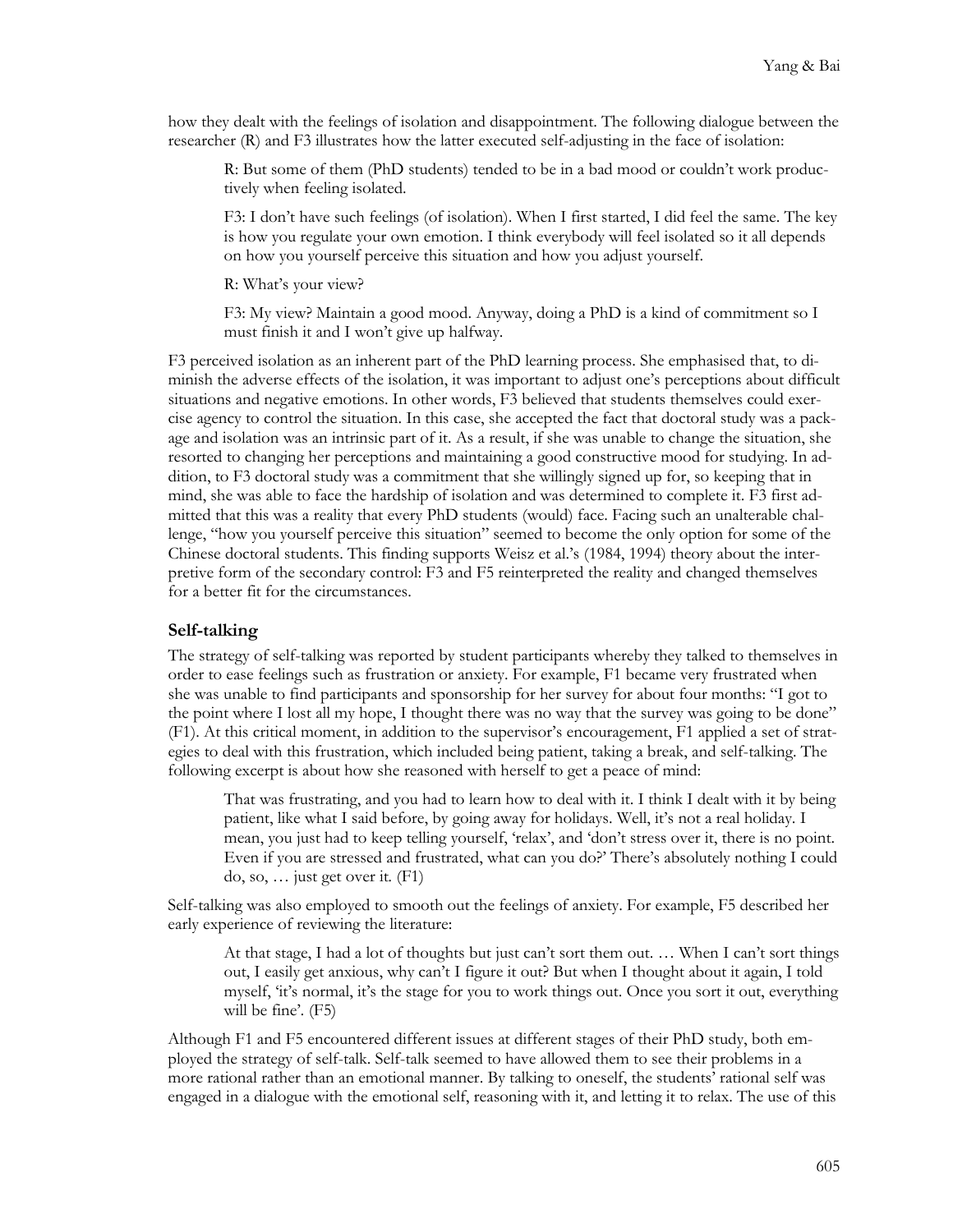how they dealt with the feelings of isolation and disappointment. The following dialogue between the researcher (R) and F3 illustrates how the latter executed self-adjusting in the face of isolation:

> R: But some of them (PhD students) tended to be in a bad mood or couldn't work productively when feeling isolated.
>
> F3: I don't have such feelings (of isolation). When I first started, I did feel the same. The key is how you regulate your own emotion. I think everybody will feel isolated so it all depends on how you yourself perceive this situation and how you adjust yourself.
>
> R: What's your view?
>
> F3: My view? Maintain a good mood. Anyway, doing a PhD is a kind of commitment so I must finish it and I won't give up halfway.

F3 perceived isolation as an inherent part of the PhD learning process. She emphasised that, to diminish the adverse effects of the isolation, it was important to adjust one's perceptions about difficult situations and negative emotions. In other words, F3 believed that students themselves could exercise agency to control the situation. In this case, she accepted the fact that doctoral study was a package and isolation was an intrinsic part of it. As a result, if she was unable to change the situation, she resorted to changing her perceptions and maintaining a good constructive mood for studying. In addition, to F3 doctoral study was a commitment that she willingly signed up for, so keeping that in mind, she was able to face the hardship of isolation and was determined to complete it. F3 first admitted that this was a reality that every PhD students (would) face. Facing such an unalterable challenge, "how you yourself perceive this situation" seemed to become the only option for some of the Chinese doctoral students. This finding supports Weisz et al.'s (1984, 1994) theory about the interpretive form of the secondary control: F3 and F5 reinterpreted the reality and changed themselves for a better fit for the circumstances.

### Self-talking

The strategy of self-talking was reported by student participants whereby they talked to themselves in order to ease feelings such as frustration or anxiety. For example, F1 became very frustrated when she was unable to find participants and sponsorship for her survey for about four months: "I got to the point where I lost all my hope, I thought there was no way that the survey was going to be done" (F1). At this critical moment, in addition to the supervisor's encouragement, F1 applied a set of strategies to deal with this frustration, which included being patient, taking a break, and self-talking. The following excerpt is about how she reasoned with herself to get a peace of mind:

> That was frustrating, and you had to learn how to deal with it. I think I dealt with it by being patient, like what I said before, by going away for holidays. Well, it's not a real holiday. I mean, you just had to keep telling yourself, 'relax', and 'don't stress over it, there is no point. Even if you are stressed and frustrated, what can you do?' There's absolutely nothing I could do, so, … just get over it. (F1)

Self-talking was also employed to smooth out the feelings of anxiety. For example, F5 described her early experience of reviewing the literature:

> At that stage, I had a lot of thoughts but just can't sort them out. … When I can't sort things out, I easily get anxious, why can't I figure it out? But when I thought about it again, I told myself, 'it's normal, it's the stage for you to work things out. Once you sort it out, everything will be fine'. (F5)

Although F1 and F5 encountered different issues at different stages of their PhD study, both employed the strategy of self-talk. Self-talk seemed to have allowed them to see their problems in a more rational rather than an emotional manner. By talking to oneself, the students' rational self was engaged in a dialogue with the emotional self, reasoning with it, and letting it to relax. The use of this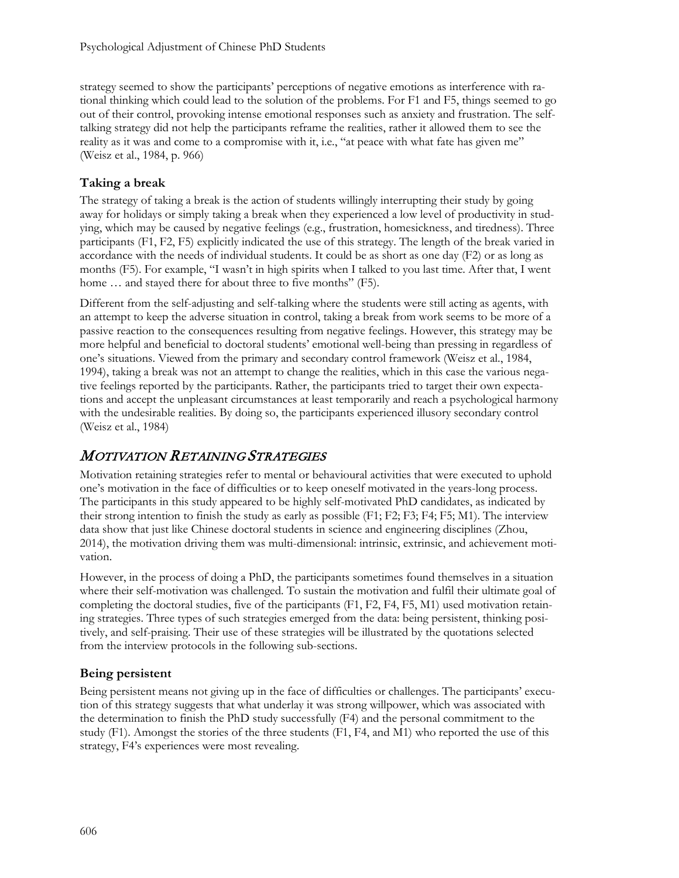strategy seemed to show the participants' perceptions of negative emotions as interference with rational thinking which could lead to the solution of the problems. For F1 and F5, things seemed to go out of their control, provoking intense emotional responses such as anxiety and frustration. The self-talking strategy did not help the participants reframe the realities, rather it allowed them to see the reality as it was and come to a compromise with it, i.e., "at peace with what fate has given me" (Weisz et al., 1984, p. 966)

### Taking a break

The strategy of taking a break is the action of students willingly interrupting their study by going away for holidays or simply taking a break when they experienced a low level of productivity in studying, which may be caused by negative feelings (e.g., frustration, homesickness, and tiredness). Three participants (F1, F2, F5) explicitly indicated the use of this strategy. The length of the break varied in accordance with the needs of individual students. It could be as short as one day (F2) or as long as months (F5). For example, "I wasn't in high spirits when I talked to you last time. After that, I went home … and stayed there for about three to five months" (F5).

Different from the self-adjusting and self-talking where the students were still acting as agents, with an attempt to keep the adverse situation in control, taking a break from work seems to be more of a passive reaction to the consequences resulting from negative feelings. However, this strategy may be more helpful and beneficial to doctoral students' emotional well-being than pressing in regardless of one's situations. Viewed from the primary and secondary control framework (Weisz et al., 1984, 1994), taking a break was not an attempt to change the realities, which in this case the various negative feelings reported by the participants. Rather, the participants tried to target their own expectations and accept the unpleasant circumstances at least temporarily and reach a psychological harmony with the undesirable realities. By doing so, the participants experienced illusory secondary control (Weisz et al., 1984)

## *Motivation Retaining Strategies*

Motivation retaining strategies refer to mental or behavioural activities that were executed to uphold one's motivation in the face of difficulties or to keep oneself motivated in the years-long process. The participants in this study appeared to be highly self-motivated PhD candidates, as indicated by their strong intention to finish the study as early as possible (F1; F2; F3; F4; F5; M1). The interview data show that just like Chinese doctoral students in science and engineering disciplines (Zhou, 2014), the motivation driving them was multi-dimensional: intrinsic, extrinsic, and achievement motivation.

However, in the process of doing a PhD, the participants sometimes found themselves in a situation where their self-motivation was challenged. To sustain the motivation and fulfil their ultimate goal of completing the doctoral studies, five of the participants (F1, F2, F4, F5, M1) used motivation retaining strategies. Three types of such strategies emerged from the data: being persistent, thinking positively, and self-praising. Their use of these strategies will be illustrated by the quotations selected from the interview protocols in the following sub-sections.

### Being persistent

Being persistent means not giving up in the face of difficulties or challenges. The participants' execution of this strategy suggests that what underlay it was strong willpower, which was associated with the determination to finish the PhD study successfully (F4) and the personal commitment to the study (F1). Amongst the stories of the three students (F1, F4, and M1) who reported the use of this strategy, F4's experiences were most revealing.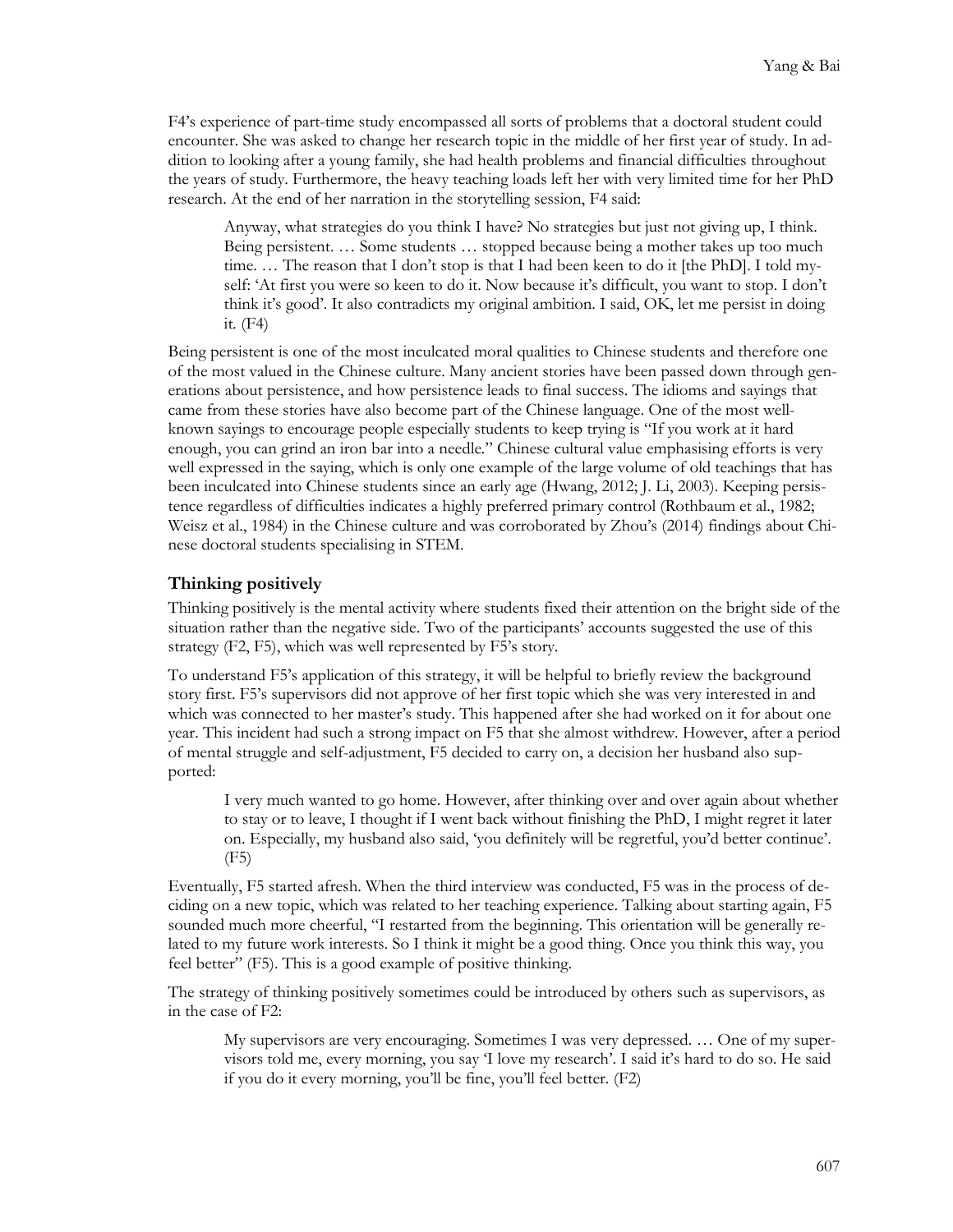F4's experience of part-time study encompassed all sorts of problems that a doctoral student could encounter. She was asked to change her research topic in the middle of her first year of study. In addition to looking after a young family, she had health problems and financial difficulties throughout the years of study. Furthermore, the heavy teaching loads left her with very limited time for her PhD research. At the end of her narration in the storytelling session, F4 said:

> Anyway, what strategies do you think I have? No strategies but just not giving up, I think. Being persistent. … Some students … stopped because being a mother takes up too much time. … The reason that I don't stop is that I had been keen to do it [the PhD]. I told myself: 'At first you were so keen to do it. Now because it's difficult, you want to stop. I don't think it's good'. It also contradicts my original ambition. I said, OK, let me persist in doing it. (F4)

Being persistent is one of the most inculcated moral qualities to Chinese students and therefore one of the most valued in the Chinese culture. Many ancient stories have been passed down through generations about persistence, and how persistence leads to final success. The idioms and sayings that came from these stories have also become part of the Chinese language. One of the most well-known sayings to encourage people especially students to keep trying is "If you work at it hard enough, you can grind an iron bar into a needle." Chinese cultural value emphasising efforts is very well expressed in the saying, which is only one example of the large volume of old teachings that has been inculcated into Chinese students since an early age (Hwang, 2012; J. Li, 2003). Keeping persistence regardless of difficulties indicates a highly preferred primary control (Rothbaum et al., 1982; Weisz et al., 1984) in the Chinese culture and was corroborated by Zhou's (2014) findings about Chinese doctoral students specialising in STEM.

### Thinking positively

Thinking positively is the mental activity where students fixed their attention on the bright side of the situation rather than the negative side. Two of the participants' accounts suggested the use of this strategy (F2, F5), which was well represented by F5's story.

To understand F5's application of this strategy, it will be helpful to briefly review the background story first. F5's supervisors did not approve of her first topic which she was very interested in and which was connected to her master's study. This happened after she had worked on it for about one year. This incident had such a strong impact on F5 that she almost withdrew. However, after a period of mental struggle and self-adjustment, F5 decided to carry on, a decision her husband also supported:

> I very much wanted to go home. However, after thinking over and over again about whether to stay or to leave, I thought if I went back without finishing the PhD, I might regret it later on. Especially, my husband also said, 'you definitely will be regretful, you'd better continue'. (F5)

Eventually, F5 started afresh. When the third interview was conducted, F5 was in the process of deciding on a new topic, which was related to her teaching experience. Talking about starting again, F5 sounded much more cheerful, "I restarted from the beginning. This orientation will be generally related to my future work interests. So I think it might be a good thing. Once you think this way, you feel better" (F5). This is a good example of positive thinking.

The strategy of thinking positively sometimes could be introduced by others such as supervisors, as in the case of F2:

> My supervisors are very encouraging. Sometimes I was very depressed. … One of my supervisors told me, every morning, you say 'I love my research'. I said it's hard to do so. He said if you do it every morning, you'll be fine, you'll feel better. (F2)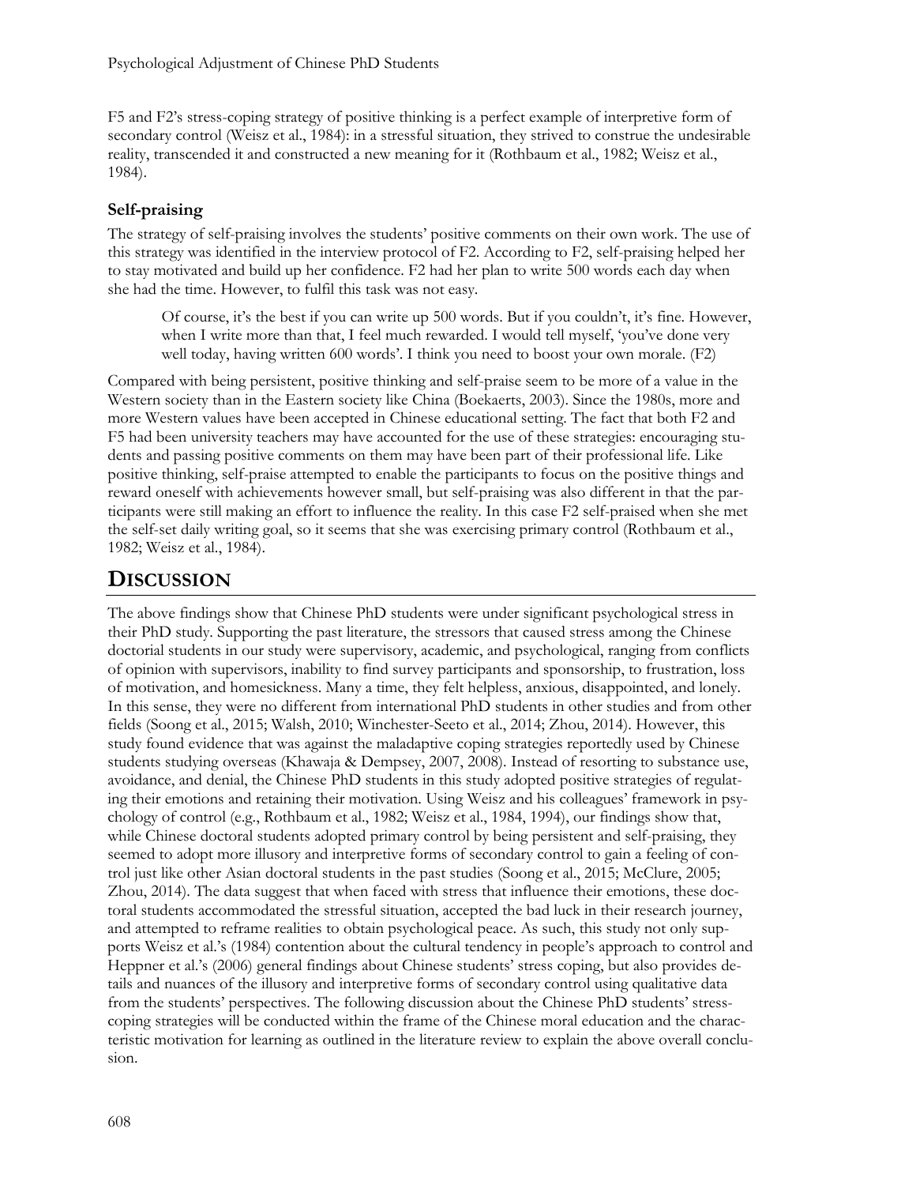F5 and F2's stress-coping strategy of positive thinking is a perfect example of interpretive form of secondary control (Weisz et al., 1984): in a stressful situation, they strived to construe the undesirable reality, transcended it and constructed a new meaning for it (Rothbaum et al., 1982; Weisz et al., 1984).

### Self-praising

The strategy of self-praising involves the students' positive comments on their own work. The use of this strategy was identified in the interview protocol of F2. According to F2, self-praising helped her to stay motivated and build up her confidence. F2 had her plan to write 500 words each day when she had the time. However, to fulfil this task was not easy.

> Of course, it's the best if you can write up 500 words. But if you couldn't, it's fine. However, when I write more than that, I feel much rewarded. I would tell myself, 'you've done very well today, having written 600 words'. I think you need to boost your own morale. (F2)

Compared with being persistent, positive thinking and self-praise seem to be more of a value in the Western society than in the Eastern society like China (Boekaerts, 2003). Since the 1980s, more and more Western values have been accepted in Chinese educational setting. The fact that both F2 and F5 had been university teachers may have accounted for the use of these strategies: encouraging students and passing positive comments on them may have been part of their professional life. Like positive thinking, self-praise attempted to enable the participants to focus on the positive things and reward oneself with achievements however small, but self-praising was also different in that the participants were still making an effort to influence the reality. In this case F2 self-praised when she met the self-set daily writing goal, so it seems that she was exercising primary control (Rothbaum et al., 1982; Weisz et al., 1984).

## DISCUSSION

The above findings show that Chinese PhD students were under significant psychological stress in their PhD study. Supporting the past literature, the stressors that caused stress among the Chinese doctorial students in our study were supervisory, academic, and psychological, ranging from conflicts of opinion with supervisors, inability to find survey participants and sponsorship, to frustration, loss of motivation, and homesickness. Many a time, they felt helpless, anxious, disappointed, and lonely. In this sense, they were no different from international PhD students in other studies and from other fields (Soong et al., 2015; Walsh, 2010; Winchester-Seeto et al., 2014; Zhou, 2014). However, this study found evidence that was against the maladaptive coping strategies reportedly used by Chinese students studying overseas (Khawaja & Dempsey, 2007, 2008). Instead of resorting to substance use, avoidance, and denial, the Chinese PhD students in this study adopted positive strategies of regulating their emotions and retaining their motivation. Using Weisz and his colleagues' framework in psychology of control (e.g., Rothbaum et al., 1982; Weisz et al., 1984, 1994), our findings show that, while Chinese doctoral students adopted primary control by being persistent and self-praising, they seemed to adopt more illusory and interpretive forms of secondary control to gain a feeling of control just like other Asian doctoral students in the past studies (Soong et al., 2015; McClure, 2005; Zhou, 2014). The data suggest that when faced with stress that influence their emotions, these doctoral students accommodated the stressful situation, accepted the bad luck in their research journey, and attempted to reframe realities to obtain psychological peace. As such, this study not only supports Weisz et al.'s (1984) contention about the cultural tendency in people's approach to control and Heppner et al.'s (2006) general findings about Chinese students' stress coping, but also provides details and nuances of the illusory and interpretive forms of secondary control using qualitative data from the students' perspectives. The following discussion about the Chinese PhD students' stress-coping strategies will be conducted within the frame of the Chinese moral education and the characteristic motivation for learning as outlined in the literature review to explain the above overall conclusion.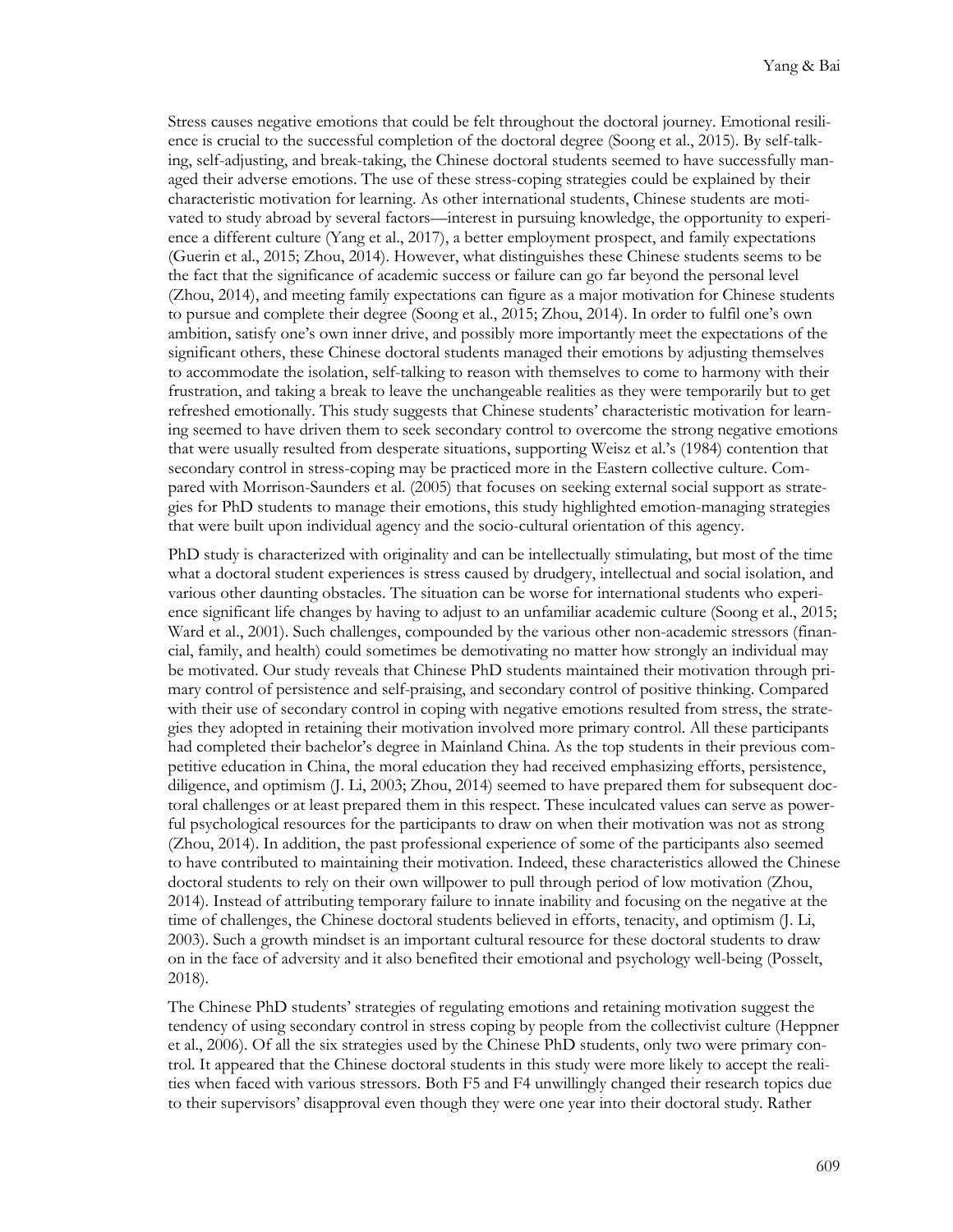Stress causes negative emotions that could be felt throughout the doctoral journey. Emotional resilience is crucial to the successful completion of the doctoral degree (Soong et al., 2015). By self-talking, self-adjusting, and break-taking, the Chinese doctoral students seemed to have successfully managed their adverse emotions. The use of these stress-coping strategies could be explained by their characteristic motivation for learning. As other international students, Chinese students are motivated to study abroad by several factors—interest in pursuing knowledge, the opportunity to experience a different culture (Yang et al., 2017), a better employment prospect, and family expectations (Guerin et al., 2015; Zhou, 2014). However, what distinguishes these Chinese students seems to be the fact that the significance of academic success or failure can go far beyond the personal level (Zhou, 2014), and meeting family expectations can figure as a major motivation for Chinese students to pursue and complete their degree (Soong et al., 2015; Zhou, 2014). In order to fulfil one's own ambition, satisfy one's own inner drive, and possibly more importantly meet the expectations of the significant others, these Chinese doctoral students managed their emotions by adjusting themselves to accommodate the isolation, self-talking to reason with themselves to come to harmony with their frustration, and taking a break to leave the unchangeable realities as they were temporarily but to get refreshed emotionally. This study suggests that Chinese students' characteristic motivation for learning seemed to have driven them to seek secondary control to overcome the strong negative emotions that were usually resulted from desperate situations, supporting Weisz et al.'s (1984) contention that secondary control in stress-coping may be practiced more in the Eastern collective culture. Compared with Morrison-Saunders et al. (2005) that focuses on seeking external social support as strategies for PhD students to manage their emotions, this study highlighted emotion-managing strategies that were built upon individual agency and the socio-cultural orientation of this agency.

PhD study is characterized with originality and can be intellectually stimulating, but most of the time what a doctoral student experiences is stress caused by drudgery, intellectual and social isolation, and various other daunting obstacles. The situation can be worse for international students who experience significant life changes by having to adjust to an unfamiliar academic culture (Soong et al., 2015; Ward et al., 2001). Such challenges, compounded by the various other non-academic stressors (financial, family, and health) could sometimes be demotivating no matter how strongly an individual may be motivated. Our study reveals that Chinese PhD students maintained their motivation through primary control of persistence and self-praising, and secondary control of positive thinking. Compared with their use of secondary control in coping with negative emotions resulted from stress, the strategies they adopted in retaining their motivation involved more primary control. All these participants had completed their bachelor's degree in Mainland China. As the top students in their previous competitive education in China, the moral education they had received emphasizing efforts, persistence, diligence, and optimism (J. Li, 2003; Zhou, 2014) seemed to have prepared them for subsequent doctoral challenges or at least prepared them in this respect. These inculcated values can serve as powerful psychological resources for the participants to draw on when their motivation was not as strong (Zhou, 2014). In addition, the past professional experience of some of the participants also seemed to have contributed to maintaining their motivation. Indeed, these characteristics allowed the Chinese doctoral students to rely on their own willpower to pull through period of low motivation (Zhou, 2014). Instead of attributing temporary failure to innate inability and focusing on the negative at the time of challenges, the Chinese doctoral students believed in efforts, tenacity, and optimism (J. Li, 2003). Such a growth mindset is an important cultural resource for these doctoral students to draw on in the face of adversity and it also benefited their emotional and psychology well-being (Posselt, 2018).

The Chinese PhD students' strategies of regulating emotions and retaining motivation suggest the tendency of using secondary control in stress coping by people from the collectivist culture (Heppner et al., 2006). Of all the six strategies used by the Chinese PhD students, only two were primary control. It appeared that the Chinese doctoral students in this study were more likely to accept the realities when faced with various stressors. Both F5 and F4 unwillingly changed their research topics due to their supervisors' disapproval even though they were one year into their doctoral study. Rather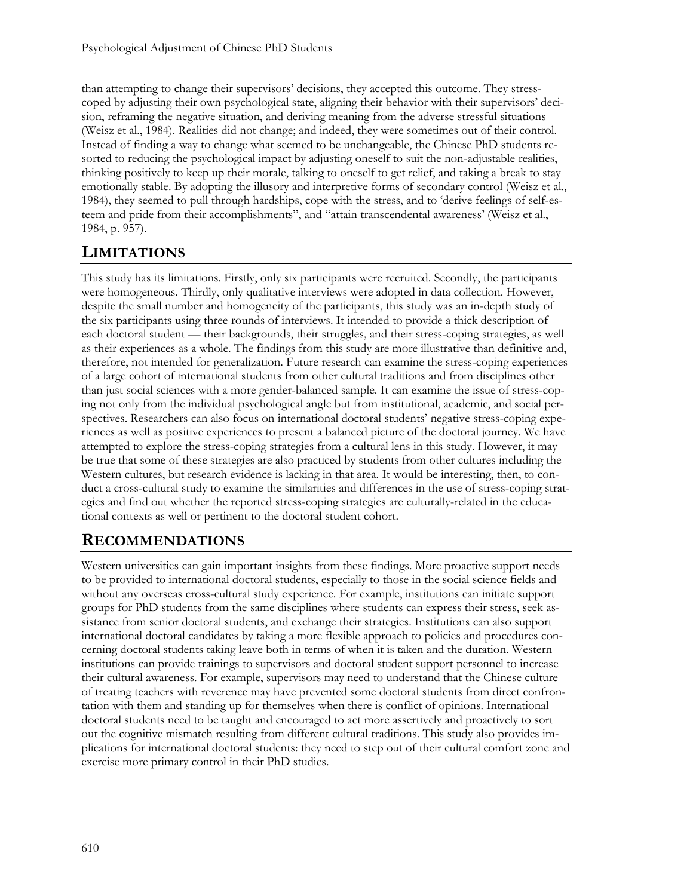than attempting to change their supervisors' decisions, they accepted this outcome. They stress-coped by adjusting their own psychological state, aligning their behavior with their supervisors' decision, reframing the negative situation, and deriving meaning from the adverse stressful situations (Weisz et al., 1984). Realities did not change; and indeed, they were sometimes out of their control. Instead of finding a way to change what seemed to be unchangeable, the Chinese PhD students resorted to reducing the psychological impact by adjusting oneself to suit the non-adjustable realities, thinking positively to keep up their morale, talking to oneself to get relief, and taking a break to stay emotionally stable. By adopting the illusory and interpretive forms of secondary control (Weisz et al., 1984), they seemed to pull through hardships, cope with the stress, and to 'derive feelings of self-esteem and pride from their accomplishments", and "attain transcendental awareness' (Weisz et al., 1984, p. 957).

## LIMITATIONS

This study has its limitations. Firstly, only six participants were recruited. Secondly, the participants were homogeneous. Thirdly, only qualitative interviews were adopted in data collection. However, despite the small number and homogeneity of the participants, this study was an in-depth study of the six participants using three rounds of interviews. It intended to provide a thick description of each doctoral student — their backgrounds, their struggles, and their stress-coping strategies, as well as their experiences as a whole. The findings from this study are more illustrative than definitive and, therefore, not intended for generalization. Future research can examine the stress-coping experiences of a large cohort of international students from other cultural traditions and from disciplines other than just social sciences with a more gender-balanced sample. It can examine the issue of stress-coping not only from the individual psychological angle but from institutional, academic, and social perspectives. Researchers can also focus on international doctoral students' negative stress-coping experiences as well as positive experiences to present a balanced picture of the doctoral journey. We have attempted to explore the stress-coping strategies from a cultural lens in this study. However, it may be true that some of these strategies are also practiced by students from other cultures including the Western cultures, but research evidence is lacking in that area. It would be interesting, then, to conduct a cross-cultural study to examine the similarities and differences in the use of stress-coping strategies and find out whether the reported stress-coping strategies are culturally-related in the educational contexts as well or pertinent to the doctoral student cohort.

## RECOMMENDATIONS

Western universities can gain important insights from these findings. More proactive support needs to be provided to international doctoral students, especially to those in the social science fields and without any overseas cross-cultural study experience. For example, institutions can initiate support groups for PhD students from the same disciplines where students can express their stress, seek assistance from senior doctoral students, and exchange their strategies. Institutions can also support international doctoral candidates by taking a more flexible approach to policies and procedures concerning doctoral students taking leave both in terms of when it is taken and the duration. Western institutions can provide trainings to supervisors and doctoral student support personnel to increase their cultural awareness. For example, supervisors may need to understand that the Chinese culture of treating teachers with reverence may have prevented some doctoral students from direct confrontation with them and standing up for themselves when there is conflict of opinions. International doctoral students need to be taught and encouraged to act more assertively and proactively to sort out the cognitive mismatch resulting from different cultural traditions. This study also provides implications for international doctoral students: they need to step out of their cultural comfort zone and exercise more primary control in their PhD studies.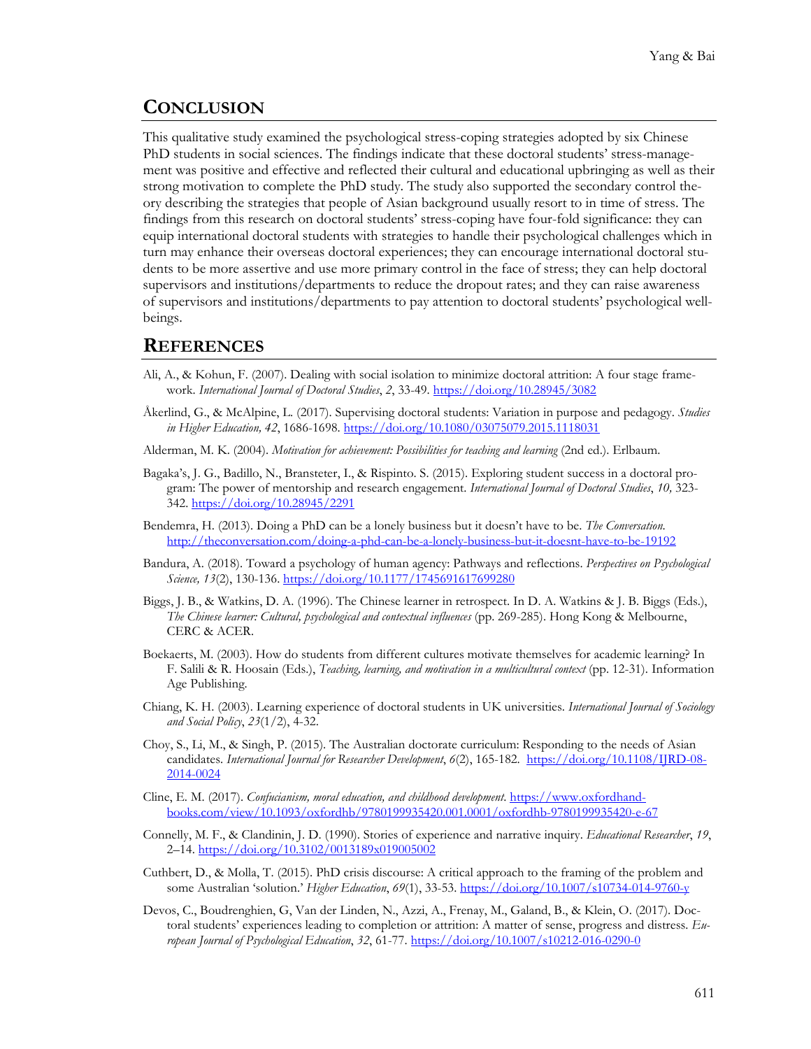## CONCLUSION

This qualitative study examined the psychological stress-coping strategies adopted by six Chinese PhD students in social sciences. The findings indicate that these doctoral students' stress-management was positive and effective and reflected their cultural and educational upbringing as well as their strong motivation to complete the PhD study. The study also supported the secondary control theory describing the strategies that people of Asian background usually resort to in time of stress. The findings from this research on doctoral students' stress-coping have four-fold significance: they can equip international doctoral students with strategies to handle their psychological challenges which in turn may enhance their overseas doctoral experiences; they can encourage international doctoral students to be more assertive and use more primary control in the face of stress; they can help doctoral supervisors and institutions/departments to reduce the dropout rates; and they can raise awareness of supervisors and institutions/departments to pay attention to doctoral students' psychological well-beings.

## REFERENCES

Ali, A., & Kohun, F. (2007). Dealing with social isolation to minimize doctoral attrition: A four stage framework. *International Journal of Doctoral Studies*, *2*, 33-49. https://doi.org/10.28945/3082

Åkerlind, G., & McAlpine, L. (2017). Supervising doctoral students: Variation in purpose and pedagogy. *Studies in Higher Education, 42*, 1686-1698. https://doi.org/10.1080/03075079.2015.1118031

Alderman, M. K. (2004). *Motivation for achievement: Possibilities for teaching and learning* (2nd ed.). Erlbaum.

Bagaka's, J. G., Badillo, N., Bransteter, I., & Rispinto. S. (2015). Exploring student success in a doctoral program: The power of mentorship and research engagement. *International Journal of Doctoral Studies*, *10,* 323-342. https://doi.org/10.28945/2291

Bendemra, H. (2013). Doing a PhD can be a lonely business but it doesn't have to be. *The Conversation*. http://theconversation.com/doing-a-phd-can-be-a-lonely-business-but-it-doesnt-have-to-be-19192

Bandura, A. (2018). Toward a psychology of human agency: Pathways and reflections. *Perspectives on Psychological Science, 13*(2), 130-136. https://doi.org/10.1177/1745691617699280

Biggs, J. B., & Watkins, D. A. (1996). The Chinese learner in retrospect. In D. A. Watkins & J. B. Biggs (Eds.), *The Chinese learner: Cultural, psychological and contextual influences* (pp. 269-285). Hong Kong & Melbourne, CERC & ACER.

Boekaerts, M. (2003). How do students from different cultures motivate themselves for academic learning? In F. Salili & R. Hoosain (Eds.), *Teaching, learning, and motivation in a multicultural context* (pp. 12-31). Information Age Publishing.

Chiang, K. H. (2003). Learning experience of doctoral students in UK universities. *International Journal of Sociology and Social Policy*, *23*(1/2), 4-32.

Choy, S., Li, M., & Singh, P. (2015). The Australian doctorate curriculum: Responding to the needs of Asian candidates. *International Journal for Researcher Development*, *6*(2), 165-182. https://doi.org/10.1108/IJRD-08-2014-0024

Cline, E. M. (2017). *Confucianism, moral education, and childhood development*. https://www.oxfordhandbooks.com/view/10.1093/oxfordhb/9780199935420.001.0001/oxfordhb-9780199935420-e-67

Connelly, M. F., & Clandinin, J. D. (1990). Stories of experience and narrative inquiry. *Educational Researcher*, *19*, 2–14. https://doi.org/10.3102/0013189x019005002

Cuthbert, D., & Molla, T. (2015). PhD crisis discourse: A critical approach to the framing of the problem and some Australian 'solution.' *Higher Education*, *69*(1), 33-53. https://doi.org/10.1007/s10734-014-9760-y

Devos, C., Boudrenghien, G, Van der Linden, N., Azzi, A., Frenay, M., Galand, B., & Klein, O. (2017). Doctoral students' experiences leading to completion or attrition: A matter of sense, progress and distress. *European Journal of Psychological Education*, *32*, 61-77. https://doi.org/10.1007/s10212-016-0290-0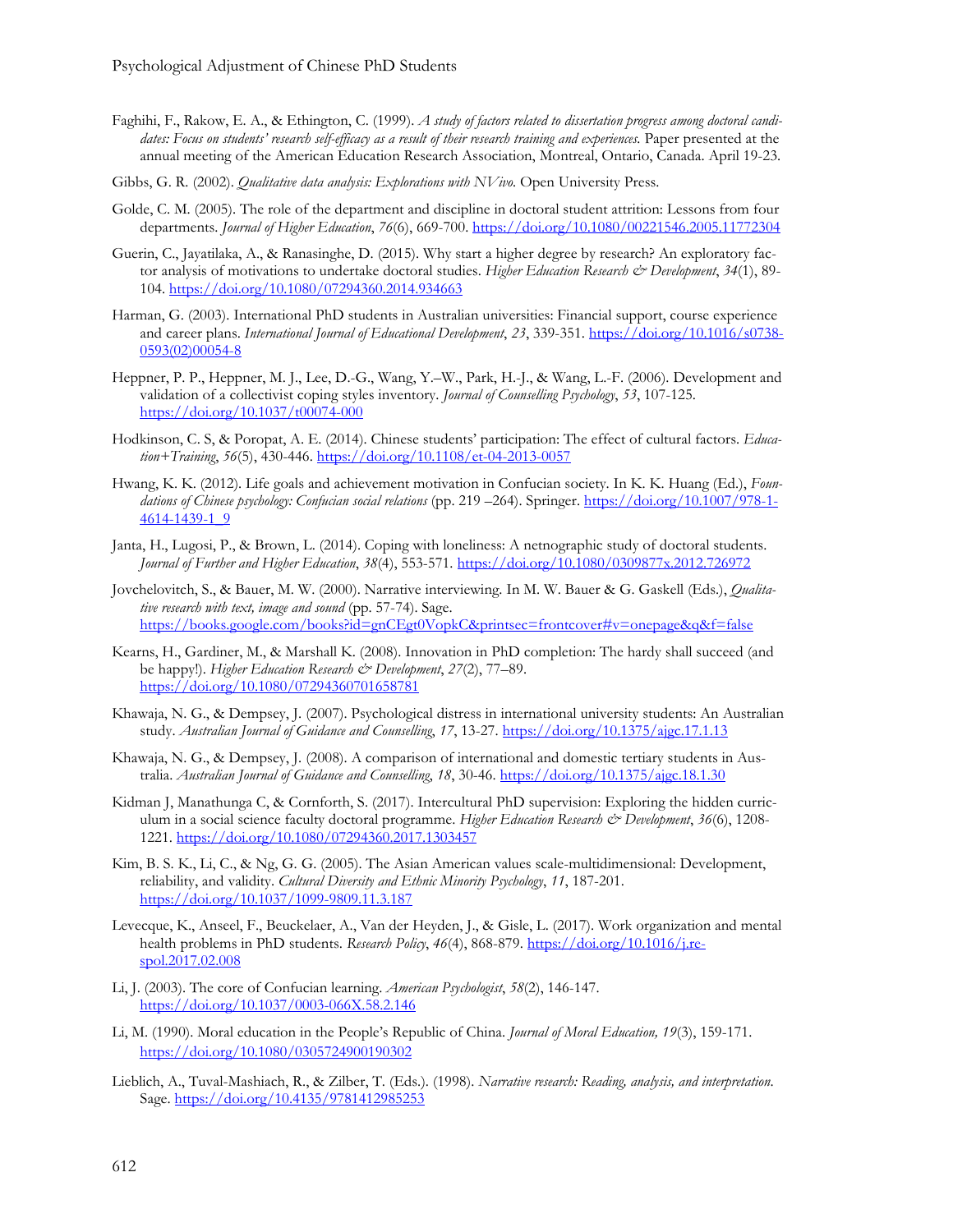Faghihi, F., Rakow, E. A., & Ethington, C. (1999). *A study of factors related to dissertation progress among doctoral candidates: Focus on students' research self-efficacy as a result of their research training and experiences.* Paper presented at the annual meeting of the American Education Research Association, Montreal, Ontario, Canada. April 19-23.

Gibbs, G. R. (2002). *Qualitative data analysis: Explorations with NVivo.* Open University Press.

Golde, C. M. (2005). The role of the department and discipline in doctoral student attrition: Lessons from four departments. *Journal of Higher Education*, *76*(6), 669-700. https://doi.org/10.1080/00221546.2005.11772304

Guerin, C., Jayatilaka, A., & Ranasinghe, D. (2015). Why start a higher degree by research? An exploratory factor analysis of motivations to undertake doctoral studies. *Higher Education Research & Development*, *34*(1), 89-104. https://doi.org/10.1080/07294360.2014.934663

Harman, G. (2003). International PhD students in Australian universities: Financial support, course experience and career plans. *International Journal of Educational Development*, *23*, 339-351. https://doi.org/10.1016/s0738-0593(02)00054-8

Heppner, P. P., Heppner, M. J., Lee, D.-G., Wang, Y.–W., Park, H.-J., & Wang, L.-F. (2006). Development and validation of a collectivist coping styles inventory. *Journal of Counselling Psychology*, *53*, 107-125. https://doi.org/10.1037/t00074-000

Hodkinson, C. S, & Poropat, A. E. (2014). Chinese students' participation: The effect of cultural factors. *Education+Training*, *56*(5), 430-446. https://doi.org/10.1108/et-04-2013-0057

Hwang, K. K. (2012). Life goals and achievement motivation in Confucian society. In K. K. Huang (Ed.), *Foundations of Chinese psychology: Confucian social relations* (pp. 219 –264). Springer. https://doi.org/10.1007/978-1-4614-1439-1_9

Janta, H., Lugosi, P., & Brown, L. (2014). Coping with loneliness: A netnographic study of doctoral students. *Journal of Further and Higher Education*, *38*(4), 553-571. https://doi.org/10.1080/0309877x.2012.726972

Jovchelovitch, S., & Bauer, M. W. (2000). Narrative interviewing. In M. W. Bauer & G. Gaskell (Eds.), *Qualitative research with text, image and sound* (pp. 57-74). Sage. https://books.google.com/books?id=gnCEgt0VopkC&printsec=frontcover#v=onepage&q&f=false

Kearns, H., Gardiner, M., & Marshall K. (2008). Innovation in PhD completion: The hardy shall succeed (and be happy!). *Higher Education Research & Development*, *27*(2), 77–89. https://doi.org/10.1080/07294360701658781

Khawaja, N. G., & Dempsey, J. (2007). Psychological distress in international university students: An Australian study. *Australian Journal of Guidance and Counselling*, *17*, 13-27. https://doi.org/10.1375/ajgc.17.1.13

Khawaja, N. G., & Dempsey, J. (2008). A comparison of international and domestic tertiary students in Australia. *Australian Journal of Guidance and Counselling*, *18*, 30-46. https://doi.org/10.1375/ajgc.18.1.30

Kidman J, Manathunga C, & Cornforth, S. (2017). Intercultural PhD supervision: Exploring the hidden curriculum in a social science faculty doctoral programme. *Higher Education Research & Development*, *36*(6), 1208-1221. https://doi.org/10.1080/07294360.2017.1303457

Kim, B. S. K., Li, C., & Ng, G. G. (2005). The Asian American values scale-multidimensional: Development, reliability, and validity. *Cultural Diversity and Ethnic Minority Psychology*, *11*, 187-201. https://doi.org/10.1037/1099-9809.11.3.187

Levecque, K., Anseel, F., Beuckelaer, A., Van der Heyden, J., & Gisle, L. (2017). Work organization and mental health problems in PhD students. *Research Policy*, *46*(4), 868-879. https://doi.org/10.1016/j.respol.2017.02.008

Li, J. (2003). The core of Confucian learning. *American Psychologist*, *58*(2), 146-147. https://doi.org/10.1037/0003-066X.58.2.146

Li, M. (1990). Moral education in the People's Republic of China. *Journal of Moral Education, 19*(3), 159-171. https://doi.org/10.1080/0305724900190302

Lieblich, A., Tuval-Mashiach, R., & Zilber, T. (Eds.). (1998). *Narrative research: Reading, analysis, and interpretation*. Sage. https://doi.org/10.4135/9781412985253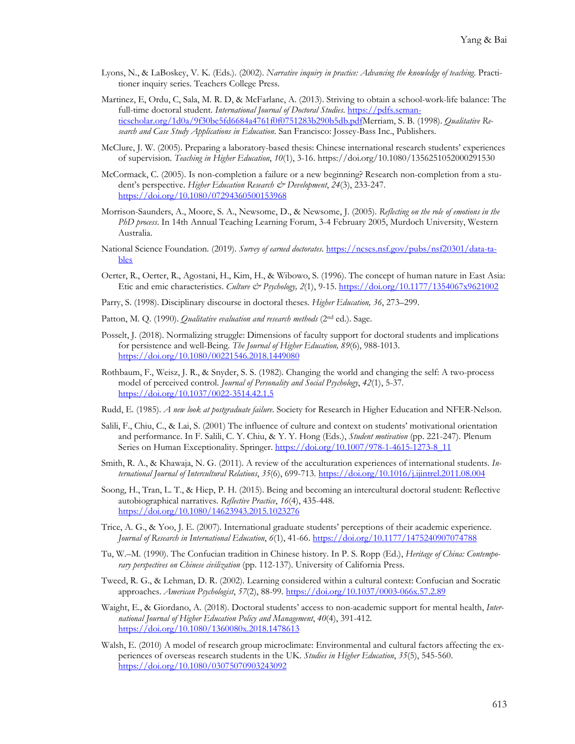Lyons, N., & LaBoskey, V. K. (Eds.). (2002). *Narrative inquiry in practice: Advancing the knowledge of teaching.* Practitioner inquiry series. Teachers College Press.

Martinez, E, Ordu, C, Sala, M. R. D, & McFarlane, A. (2013). Striving to obtain a school-work-life balance: The full-time doctoral student. *International Journal of Doctoral Studies*. https://pdfs.semanticscholar.org/1d0a/9f30be5fd6684a4761f0f0751283b290b5db.pdfMerriam, S. B. (1998). *Qualitative Research and Case Study Applications in Education*. San Francisco: Jossey-Bass Inc., Publishers.

McClure, J. W. (2005). Preparing a laboratory-based thesis: Chinese international research students' experiences of supervision. *Teaching in Higher Education*, *10*(1), 3-16. https://doi.org/10.1080/1356251052000291530

McCormack, C. (2005). Is non-completion a failure or a new beginning? Research non-completion from a student's perspective. *Higher Education Research & Development*, *24*(3), 233-247. https://doi.org/10.1080/07294360500153968

Morrison-Saunders, A., Moore, S. A., Newsome, D., & Newsome, J. (2005). *Reflecting on the role of emotions in the PhD process*. In 14th Annual Teaching Learning Forum, 3-4 February 2005, Murdoch University, Western Australia.

National Science Foundation. (2019). *Survey of earned doctorates*. https://ncses.nsf.gov/pubs/nsf20301/data-tables

Oerter, R., Oerter, R., Agostani, H., Kim, H., & Wibowo, S. (1996). The concept of human nature in East Asia: Etic and emic characteristics. *Culture & Psychology, 2*(1), 9-15. https://doi.org/10.1177/1354067x9621002

Parry, S. (1998). Disciplinary discourse in doctoral theses. *Higher Education, 36*, 273–299.

Patton, M. Q. (1990). *Qualitative evaluation and research methods* (2nd ed.). Sage.

Posselt, J. (2018). Normalizing struggle: Dimensions of faculty support for doctoral students and implications for persistence and well-Being. *The Journal of Higher Education, 89*(6), 988-1013. https://doi.org/10.1080/00221546.2018.1449080

Rothbaum, F., Weisz, J. R., & Snyder, S. S. (1982). Changing the world and changing the self: A two-process model of perceived control. *Journal of Personality and Social Psychology*, *42*(1), 5-37. https://doi.org/10.1037/0022-3514.42.1.5

Rudd, E. (1985). *A new look at postgraduate failure*. Society for Research in Higher Education and NFER-Nelson.

Salili, F., Chiu, C., & Lai, S. (2001) The influence of culture and context on students' motivational orientation and performance. In F. Salili, C. Y. Chiu, & Y. Y. Hong (Eds.), *Student motivation* (pp. 221-247). Plenum Series on Human Exceptionality. Springer. https://doi.org/10.1007/978-1-4615-1273-8_11

Smith, R. A., & Khawaja, N. G. (2011). A review of the acculturation experiences of international students. *International Journal of Intercultural Relations*, *35*(6), 699-713. https://doi.org/10.1016/j.ijintrel.2011.08.004

Soong, H., Tran, L. T., & Hiep, P. H. (2015). Being and becoming an intercultural doctoral student: Reflective autobiographical narratives. *Reflective Practice*, *16*(4), 435-448. https://doi.org/10.1080/14623943.2015.1023276

Trice, A. G., & Yoo, J. E. (2007). International graduate students' perceptions of their academic experience. *Journal of Research in International Education*, *6*(1), 41-66. https://doi.org/10.1177/1475240907074788

Tu, W.–M. (1990). The Confucian tradition in Chinese history. In P. S. Ropp (Ed.), *Heritage of China: Contemporary perspectives on Chinese civilization* (pp. 112-137). University of California Press.

Tweed, R. G., & Lehman, D. R. (2002). Learning considered within a cultural context: Confucian and Socratic approaches. *American Psychologist*, *57*(2), 88-99. https://doi.org/10.1037/0003-066x.57.2.89

Waight, E., & Giordano, A. (2018). Doctoral students' access to non-academic support for mental health, *International Journal of Higher Education Policy and Management*, *40*(4), 391-412. https://doi.org/10.1080/1360080x.2018.1478613

Walsh, E. (2010) A model of research group microclimate: Environmental and cultural factors affecting the experiences of overseas research students in the UK. *Studies in Higher Education*, *35*(5), 545-560. https://doi.org/10.1080/03075070903243092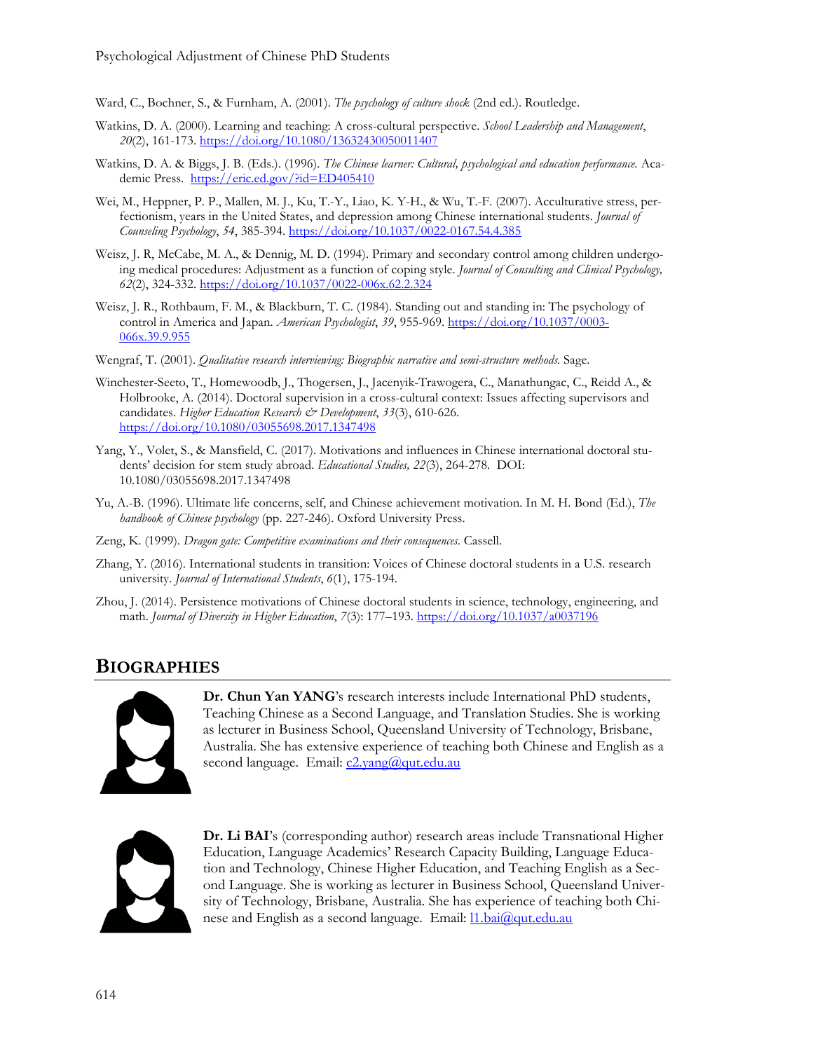Ward, C., Bochner, S., & Furnham, A. (2001). *The psychology of culture shock* (2nd ed.). Routledge.

Watkins, D. A. (2000). Learning and teaching: A cross-cultural perspective. *School Leadership and Management*, *20*(2), 161-173. https://doi.org/10.1080/13632430050011407

Watkins, D. A. & Biggs, J. B. (Eds.). (1996). *The Chinese learner: Cultural, psychological and education performance.* Academic Press. https://eric.ed.gov/?id=ED405410

Wei, M., Heppner, P. P., Mallen, M. J., Ku, T.-Y., Liao, K. Y-H., & Wu, T.-F. (2007). Acculturative stress, perfectionism, years in the United States, and depression among Chinese international students. *Journal of Counseling Psychology*, *54*, 385-394. https://doi.org/10.1037/0022-0167.54.4.385

Weisz, J. R, McCabe, M. A., & Dennig, M. D. (1994). Primary and secondary control among children undergoing medical procedures: Adjustment as a function of coping style. *Journal of Consulting and Clinical Psychology, 62*(2), 324-332. https://doi.org/10.1037/0022-006x.62.2.324

Weisz, J. R., Rothbaum, F. M., & Blackburn, T. C. (1984). Standing out and standing in: The psychology of control in America and Japan. *American Psychologist*, *39*, 955-969. https://doi.org/10.1037/0003-066x.39.9.955

Wengraf, T. (2001). *Qualitative research interviewing: Biographic narrative and semi-structure methods.* Sage.

Winchester-Seeto, T., Homewoodb, J., Thogersen, J., Jacenyik-Trawogera, C., Manathungac, C., Reidd A., & Holbrooke, A. (2014). Doctoral supervision in a cross-cultural context: Issues affecting supervisors and candidates. *Higher Education Research & Development*, *33*(3), 610-626. https://doi.org/10.1080/03055698.2017.1347498

Yang, Y., Volet, S., & Mansfield, C. (2017). Motivations and influences in Chinese international doctoral students' decision for stem study abroad. *Educational Studies, 22*(3), 264-278. DOI: 10.1080/03055698.2017.1347498

Yu, A.-B. (1996). Ultimate life concerns, self, and Chinese achievement motivation. In M. H. Bond (Ed.), *The handbook of Chinese psychology* (pp. 227-246). Oxford University Press.

Zeng, K. (1999). *Dragon gate: Competitive examinations and their consequences.* Cassell.

Zhang, Y. (2016). International students in transition: Voices of Chinese doctoral students in a U.S. research university. *Journal of International Students*, *6*(1), 175-194.

Zhou, J. (2014). Persistence motivations of Chinese doctoral students in science, technology, engineering, and math. *Journal of Diversity in Higher Education*, *7*(3): 177–193. https://doi.org/10.1037/a0037196

## BIOGRAPHIES

**Dr. Chun Yan YANG**'s research interests include International PhD students, Teaching Chinese as a Second Language, and Translation Studies. She is working as lecturer in Business School, Queensland University of Technology, Brisbane, Australia. She has extensive experience of teaching both Chinese and English as a second language. Email: c2.yang@qut.edu.au

**Dr. Li BAI**'s (corresponding author) research areas include Transnational Higher Education, Language Academics' Research Capacity Building, Language Education and Technology, Chinese Higher Education, and Teaching English as a Second Language. She is working as lecturer in Business School, Queensland University of Technology, Brisbane, Australia. She has experience of teaching both Chinese and English as a second language. Email: l1.bai@qut.edu.au